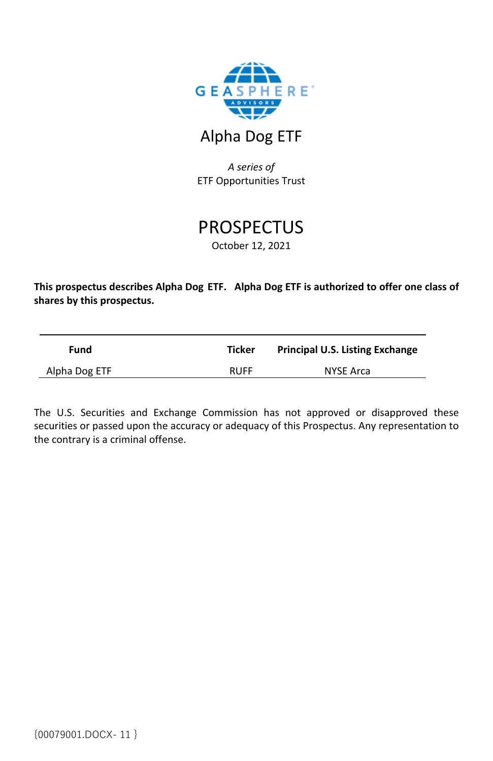GEASPHERE ADVISORS

# Alpha Dog ETF

*A series of*
ETF Opportunities Trust

# PROSPECTUS

October 12, 2021

**This prospectus describes Alpha Dog ETF. Alpha Dog ETF is authorized to offer one class of shares by this prospectus.**

| Fund | Ticker | Principal U.S. Listing Exchange |
|---|---|---|
| Alpha Dog ETF | RUFF | NYSE Arca |

The U.S. Securities and Exchange Commission has not approved or disapproved these securities or passed upon the accuracy or adequacy of this Prospectus. Any representation to the contrary is a criminal offense.

{00079001.DOCX- 11 }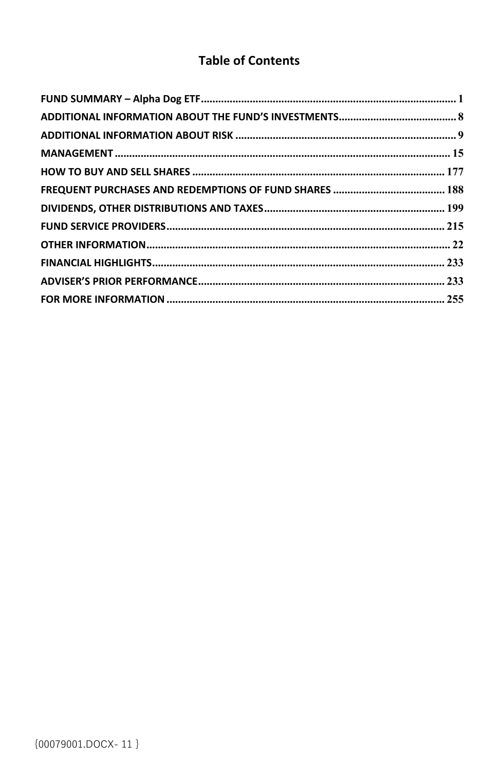# Table of Contents

| | |
|---|---|
| **FUND SUMMARY – Alpha Dog ETF** | **1** |
| **ADDITIONAL INFORMATION ABOUT THE FUND'S INVESTMENTS** | **8** |
| **ADDITIONAL INFORMATION ABOUT RISK** | **9** |
| **MANAGEMENT** | **15** |
| **HOW TO BUY AND SELL SHARES** | **177** |
| **FREQUENT PURCHASES AND REDEMPTIONS OF FUND SHARES** | **188** |
| **DIVIDENDS, OTHER DISTRIBUTIONS AND TAXES** | **199** |
| **FUND SERVICE PROVIDERS** | **215** |
| **OTHER INFORMATION** | **22** |
| **FINANCIAL HIGHLIGHTS** | **233** |
| **ADVISER'S PRIOR PERFORMANCE** | **233** |
| **FOR MORE INFORMATION** | **255** |

{00079001.DOCX- 11 }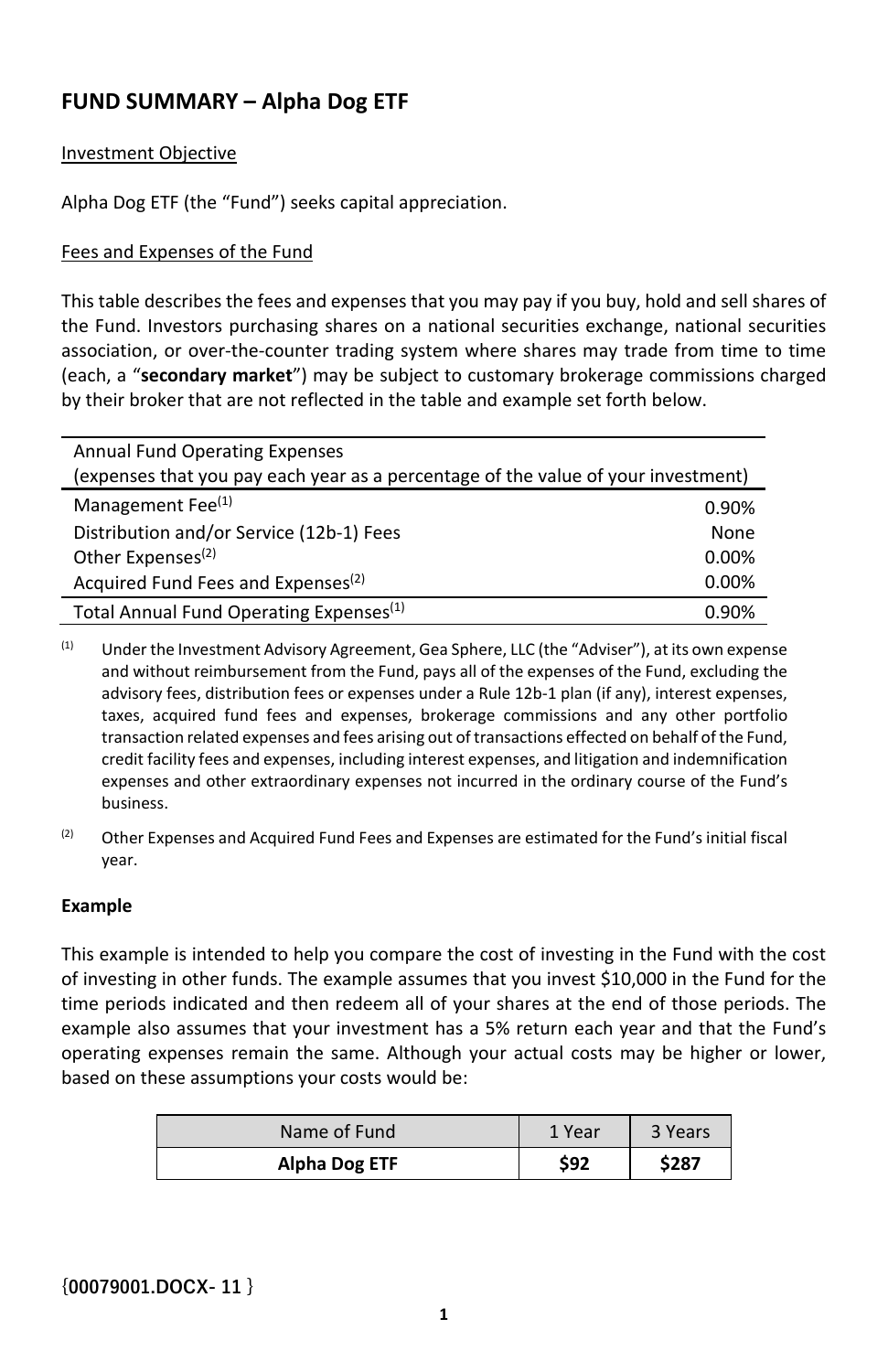## FUND SUMMARY – Alpha Dog ETF

Investment Objective

Alpha Dog ETF (the "Fund") seeks capital appreciation.

Fees and Expenses of the Fund

This table describes the fees and expenses that you may pay if you buy, hold and sell shares of the Fund. Investors purchasing shares on a national securities exchange, national securities association, or over-the-counter trading system where shares may trade from time to time (each, a "**secondary market**") may be subject to customary brokerage commissions charged by their broker that are not reflected in the table and example set forth below.

| Annual Fund Operating Expenses (expenses that you pay each year as a percentage of the value of your investment) | |
|---|---|
| Management Fee[(1)] | 0.90% |
| Distribution and/or Service (12b-1) Fees | None |
| Other Expenses[(2)] | 0.00% |
| Acquired Fund Fees and Expenses[(2)] | 0.00% |
| Total Annual Fund Operating Expenses[(1)] | 0.90% |

(1) Under the Investment Advisory Agreement, Gea Sphere, LLC (the "Adviser"), at its own expense and without reimbursement from the Fund, pays all of the expenses of the Fund, excluding the advisory fees, distribution fees or expenses under a Rule 12b-1 plan (if any), interest expenses, taxes, acquired fund fees and expenses, brokerage commissions and any other portfolio transaction related expenses and fees arising out of transactions effected on behalf of the Fund, credit facility fees and expenses, including interest expenses, and litigation and indemnification expenses and other extraordinary expenses not incurred in the ordinary course of the Fund's business.

(2) Other Expenses and Acquired Fund Fees and Expenses are estimated for the Fund's initial fiscal year.

**Example**

This example is intended to help you compare the cost of investing in the Fund with the cost of investing in other funds. The example assumes that you invest $10,000 in the Fund for the time periods indicated and then redeem all of your shares at the end of those periods. The example also assumes that your investment has a 5% return each year and that the Fund's operating expenses remain the same. Although your actual costs may be higher or lower, based on these assumptions your costs would be:

| Name of Fund | 1 Year | 3 Years |
|---|---|---|
| **Alpha Dog ETF** | **$92** | **$287** |

{00079001.DOCX- 11 }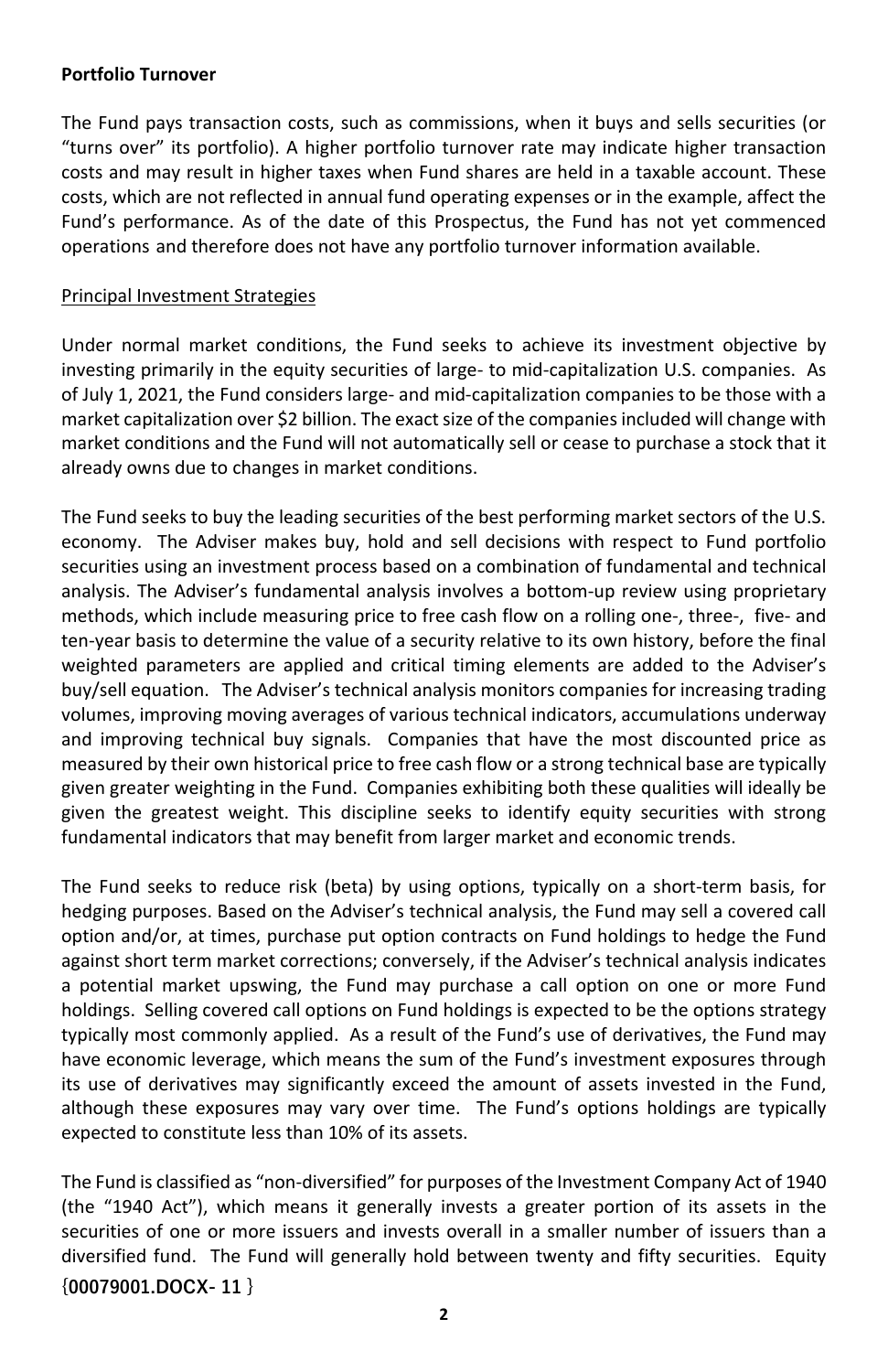**Portfolio Turnover**

The Fund pays transaction costs, such as commissions, when it buys and sells securities (or "turns over" its portfolio). A higher portfolio turnover rate may indicate higher transaction costs and may result in higher taxes when Fund shares are held in a taxable account. These costs, which are not reflected in annual fund operating expenses or in the example, affect the Fund's performance. As of the date of this Prospectus, the Fund has not yet commenced operations and therefore does not have any portfolio turnover information available.

Principal Investment Strategies

Under normal market conditions, the Fund seeks to achieve its investment objective by investing primarily in the equity securities of large- to mid-capitalization U.S. companies. As of July 1, 2021, the Fund considers large- and mid-capitalization companies to be those with a market capitalization over $2 billion. The exact size of the companies included will change with market conditions and the Fund will not automatically sell or cease to purchase a stock that it already owns due to changes in market conditions.

The Fund seeks to buy the leading securities of the best performing market sectors of the U.S. economy. The Adviser makes buy, hold and sell decisions with respect to Fund portfolio securities using an investment process based on a combination of fundamental and technical analysis. The Adviser's fundamental analysis involves a bottom-up review using proprietary methods, which include measuring price to free cash flow on a rolling one-, three-, five- and ten-year basis to determine the value of a security relative to its own history, before the final weighted parameters are applied and critical timing elements are added to the Adviser's buy/sell equation. The Adviser's technical analysis monitors companies for increasing trading volumes, improving moving averages of various technical indicators, accumulations underway and improving technical buy signals. Companies that have the most discounted price as measured by their own historical price to free cash flow or a strong technical base are typically given greater weighting in the Fund. Companies exhibiting both these qualities will ideally be given the greatest weight. This discipline seeks to identify equity securities with strong fundamental indicators that may benefit from larger market and economic trends.

The Fund seeks to reduce risk (beta) by using options, typically on a short-term basis, for hedging purposes. Based on the Adviser's technical analysis, the Fund may sell a covered call option and/or, at times, purchase put option contracts on Fund holdings to hedge the Fund against short term market corrections; conversely, if the Adviser's technical analysis indicates a potential market upswing, the Fund may purchase a call option on one or more Fund holdings. Selling covered call options on Fund holdings is expected to be the options strategy typically most commonly applied. As a result of the Fund's use of derivatives, the Fund may have economic leverage, which means the sum of the Fund's investment exposures through its use of derivatives may significantly exceed the amount of assets invested in the Fund, although these exposures may vary over time. The Fund's options holdings are typically expected to constitute less than 10% of its assets.

The Fund is classified as "non-diversified" for purposes of the Investment Company Act of 1940 (the "1940 Act"), which means it generally invests a greater portion of its assets in the securities of one or more issuers and invests overall in a smaller number of issuers than a diversified fund. The Fund will generally hold between twenty and fifty securities. Equity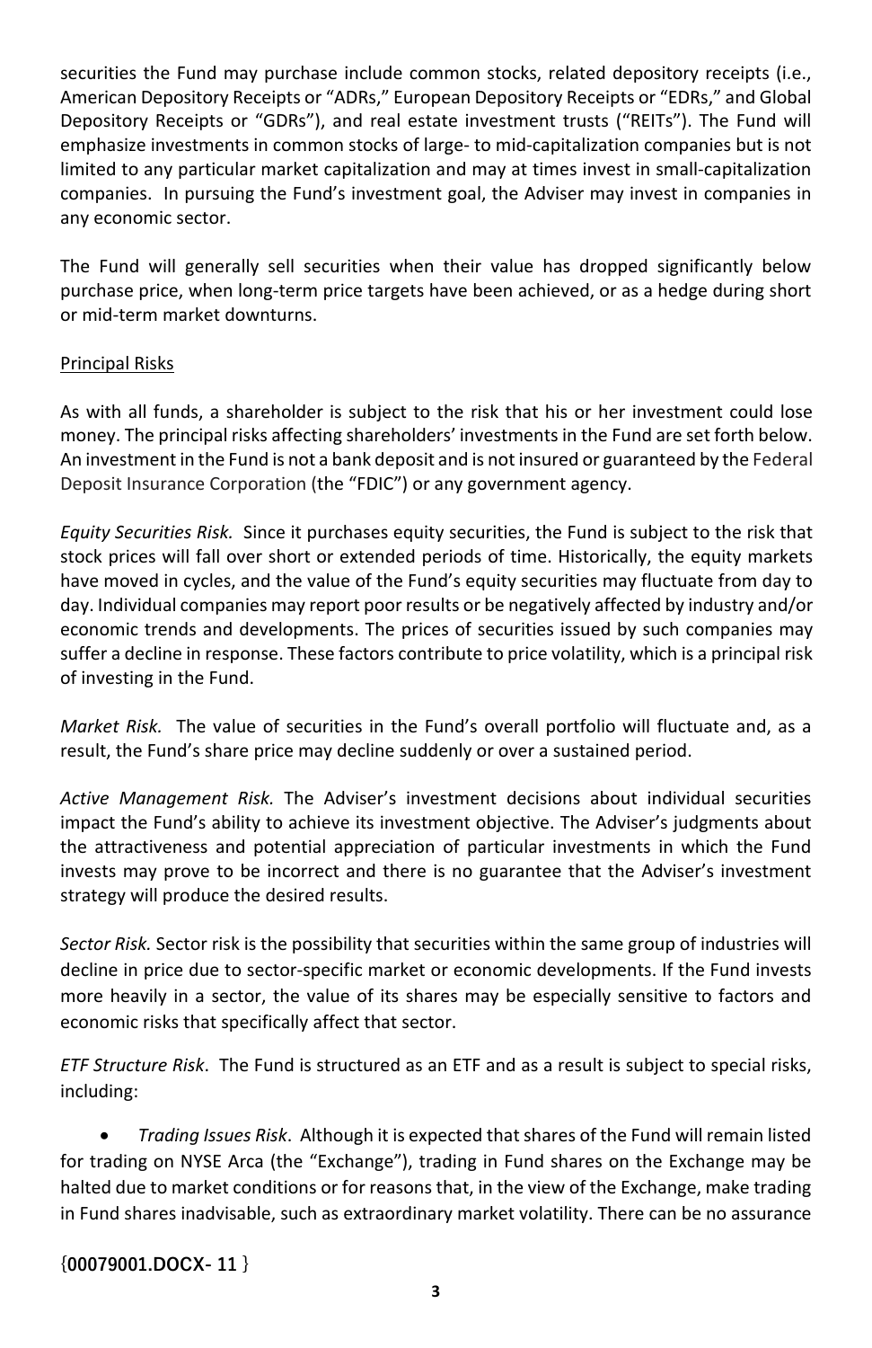securities the Fund may purchase include common stocks, related depository receipts (i.e., American Depository Receipts or "ADRs," European Depository Receipts or "EDRs," and Global Depository Receipts or "GDRs"), and real estate investment trusts ("REITs"). The Fund will emphasize investments in common stocks of large- to mid-capitalization companies but is not limited to any particular market capitalization and may at times invest in small-capitalization companies. In pursuing the Fund's investment goal, the Adviser may invest in companies in any economic sector.

The Fund will generally sell securities when their value has dropped significantly below purchase price, when long-term price targets have been achieved, or as a hedge during short or mid-term market downturns.

Principal Risks

As with all funds, a shareholder is subject to the risk that his or her investment could lose money. The principal risks affecting shareholders' investments in the Fund are set forth below. An investment in the Fund is not a bank deposit and is not insured or guaranteed by the Federal Deposit Insurance Corporation (the "FDIC") or any government agency.

*Equity Securities Risk.* Since it purchases equity securities, the Fund is subject to the risk that stock prices will fall over short or extended periods of time. Historically, the equity markets have moved in cycles, and the value of the Fund's equity securities may fluctuate from day to day. Individual companies may report poor results or be negatively affected by industry and/or economic trends and developments. The prices of securities issued by such companies may suffer a decline in response. These factors contribute to price volatility, which is a principal risk of investing in the Fund.

*Market Risk.* The value of securities in the Fund's overall portfolio will fluctuate and, as a result, the Fund's share price may decline suddenly or over a sustained period.

*Active Management Risk.* The Adviser's investment decisions about individual securities impact the Fund's ability to achieve its investment objective. The Adviser's judgments about the attractiveness and potential appreciation of particular investments in which the Fund invests may prove to be incorrect and there is no guarantee that the Adviser's investment strategy will produce the desired results.

*Sector Risk.* Sector risk is the possibility that securities within the same group of industries will decline in price due to sector-specific market or economic developments. If the Fund invests more heavily in a sector, the value of its shares may be especially sensitive to factors and economic risks that specifically affect that sector.

*ETF Structure Risk*. The Fund is structured as an ETF and as a result is subject to special risks, including:

- *Trading Issues Risk*. Although it is expected that shares of the Fund will remain listed for trading on NYSE Arca (the "Exchange"), trading in Fund shares on the Exchange may be halted due to market conditions or for reasons that, in the view of the Exchange, make trading in Fund shares inadvisable, such as extraordinary market volatility. There can be no assurance

{00079001.DOCX- 11 }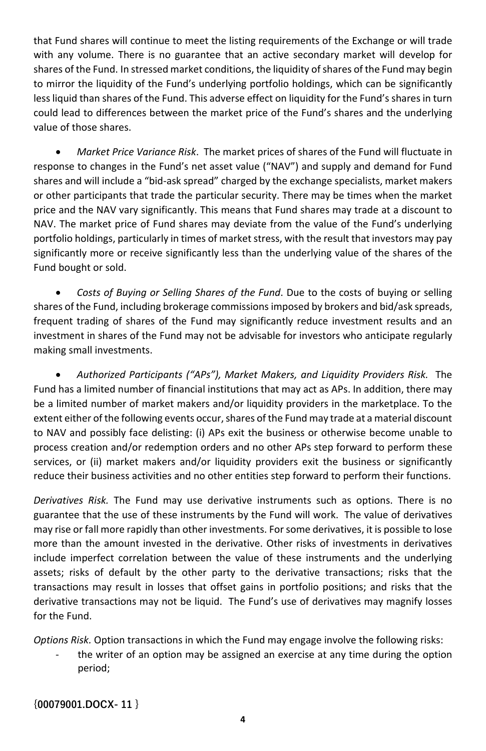that Fund shares will continue to meet the listing requirements of the Exchange or will trade with any volume. There is no guarantee that an active secondary market will develop for shares of the Fund. In stressed market conditions, the liquidity of shares of the Fund may begin to mirror the liquidity of the Fund's underlying portfolio holdings, which can be significantly less liquid than shares of the Fund. This adverse effect on liquidity for the Fund's shares in turn could lead to differences between the market price of the Fund's shares and the underlying value of those shares.

- *Market Price Variance Risk*. The market prices of shares of the Fund will fluctuate in response to changes in the Fund's net asset value ("NAV") and supply and demand for Fund shares and will include a "bid-ask spread" charged by the exchange specialists, market makers or other participants that trade the particular security. There may be times when the market price and the NAV vary significantly. This means that Fund shares may trade at a discount to NAV. The market price of Fund shares may deviate from the value of the Fund's underlying portfolio holdings, particularly in times of market stress, with the result that investors may pay significantly more or receive significantly less than the underlying value of the shares of the Fund bought or sold.

- *Costs of Buying or Selling Shares of the Fund*. Due to the costs of buying or selling shares of the Fund, including brokerage commissions imposed by brokers and bid/ask spreads, frequent trading of shares of the Fund may significantly reduce investment results and an investment in shares of the Fund may not be advisable for investors who anticipate regularly making small investments.

- *Authorized Participants ("APs"), Market Makers, and Liquidity Providers Risk.* The Fund has a limited number of financial institutions that may act as APs. In addition, there may be a limited number of market makers and/or liquidity providers in the marketplace. To the extent either of the following events occur, shares of the Fund may trade at a material discount to NAV and possibly face delisting: (i) APs exit the business or otherwise become unable to process creation and/or redemption orders and no other APs step forward to perform these services, or (ii) market makers and/or liquidity providers exit the business or significantly reduce their business activities and no other entities step forward to perform their functions.

*Derivatives Risk.* The Fund may use derivative instruments such as options. There is no guarantee that the use of these instruments by the Fund will work. The value of derivatives may rise or fall more rapidly than other investments. For some derivatives, it is possible to lose more than the amount invested in the derivative. Other risks of investments in derivatives include imperfect correlation between the value of these instruments and the underlying assets; risks of default by the other party to the derivative transactions; risks that the transactions may result in losses that offset gains in portfolio positions; and risks that the derivative transactions may not be liquid. The Fund's use of derivatives may magnify losses for the Fund.

*Options Risk.* Option transactions in which the Fund may engage involve the following risks:

- the writer of an option may be assigned an exercise at any time during the option period;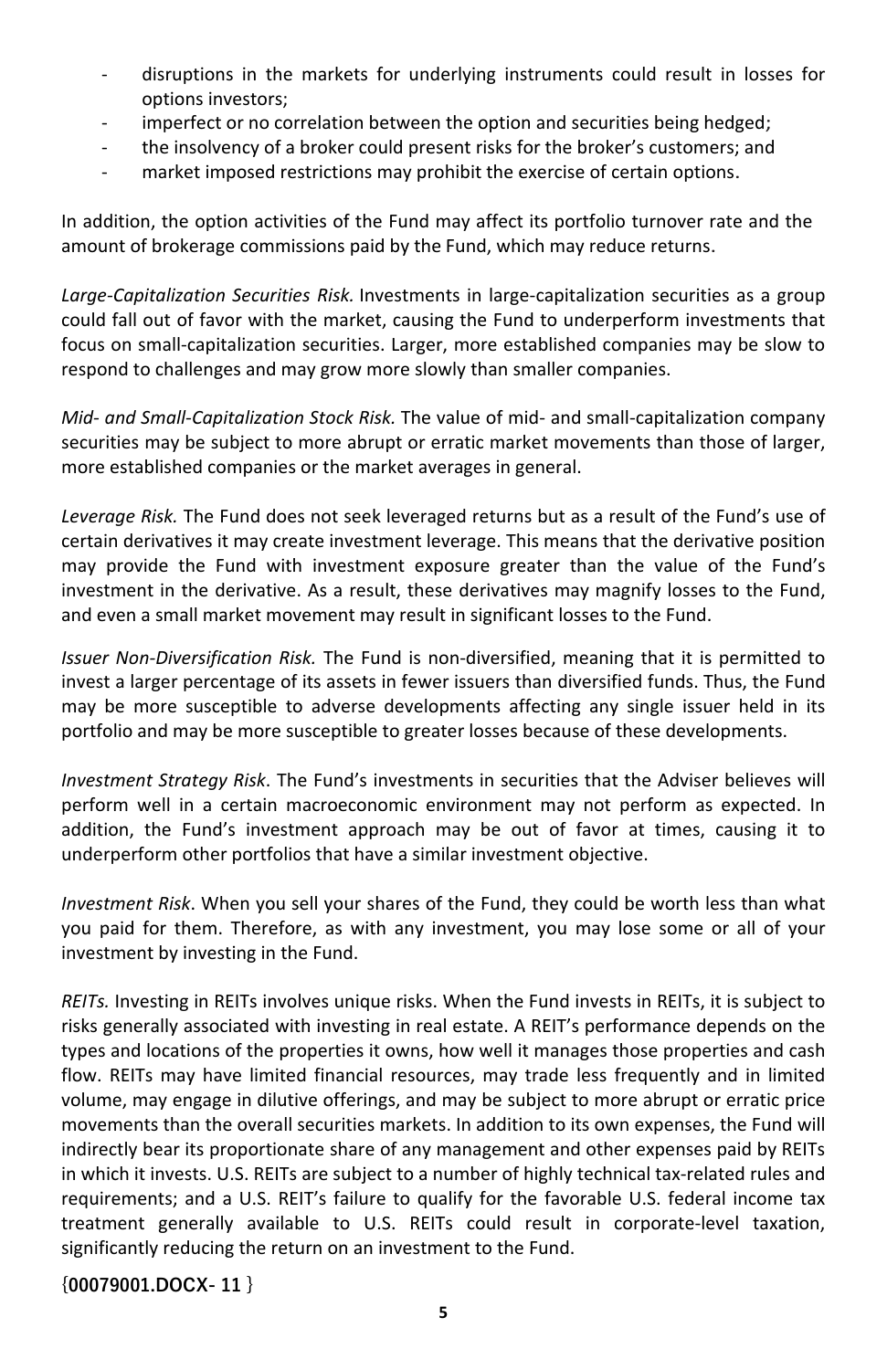- disruptions in the markets for underlying instruments could result in losses for options investors;
- imperfect or no correlation between the option and securities being hedged;
- the insolvency of a broker could present risks for the broker's customers; and
- market imposed restrictions may prohibit the exercise of certain options.

In addition, the option activities of the Fund may affect its portfolio turnover rate and the amount of brokerage commissions paid by the Fund, which may reduce returns.

*Large-Capitalization Securities Risk.* Investments in large-capitalization securities as a group could fall out of favor with the market, causing the Fund to underperform investments that focus on small-capitalization securities. Larger, more established companies may be slow to respond to challenges and may grow more slowly than smaller companies.

*Mid- and Small-Capitalization Stock Risk.* The value of mid- and small-capitalization company securities may be subject to more abrupt or erratic market movements than those of larger, more established companies or the market averages in general.

*Leverage Risk.* The Fund does not seek leveraged returns but as a result of the Fund's use of certain derivatives it may create investment leverage. This means that the derivative position may provide the Fund with investment exposure greater than the value of the Fund's investment in the derivative. As a result, these derivatives may magnify losses to the Fund, and even a small market movement may result in significant losses to the Fund.

*Issuer Non-Diversification Risk.* The Fund is non-diversified, meaning that it is permitted to invest a larger percentage of its assets in fewer issuers than diversified funds. Thus, the Fund may be more susceptible to adverse developments affecting any single issuer held in its portfolio and may be more susceptible to greater losses because of these developments.

*Investment Strategy Risk*. The Fund's investments in securities that the Adviser believes will perform well in a certain macroeconomic environment may not perform as expected. In addition, the Fund's investment approach may be out of favor at times, causing it to underperform other portfolios that have a similar investment objective.

*Investment Risk*. When you sell your shares of the Fund, they could be worth less than what you paid for them. Therefore, as with any investment, you may lose some or all of your investment by investing in the Fund.

*REITs.* Investing in REITs involves unique risks. When the Fund invests in REITs, it is subject to risks generally associated with investing in real estate. A REIT's performance depends on the types and locations of the properties it owns, how well it manages those properties and cash flow. REITs may have limited financial resources, may trade less frequently and in limited volume, may engage in dilutive offerings, and may be subject to more abrupt or erratic price movements than the overall securities markets. In addition to its own expenses, the Fund will indirectly bear its proportionate share of any management and other expenses paid by REITs in which it invests. U.S. REITs are subject to a number of highly technical tax-related rules and requirements; and a U.S. REIT's failure to qualify for the favorable U.S. federal income tax treatment generally available to U.S. REITs could result in corporate-level taxation, significantly reducing the return on an investment to the Fund.

{00079001.DOCX- 11 }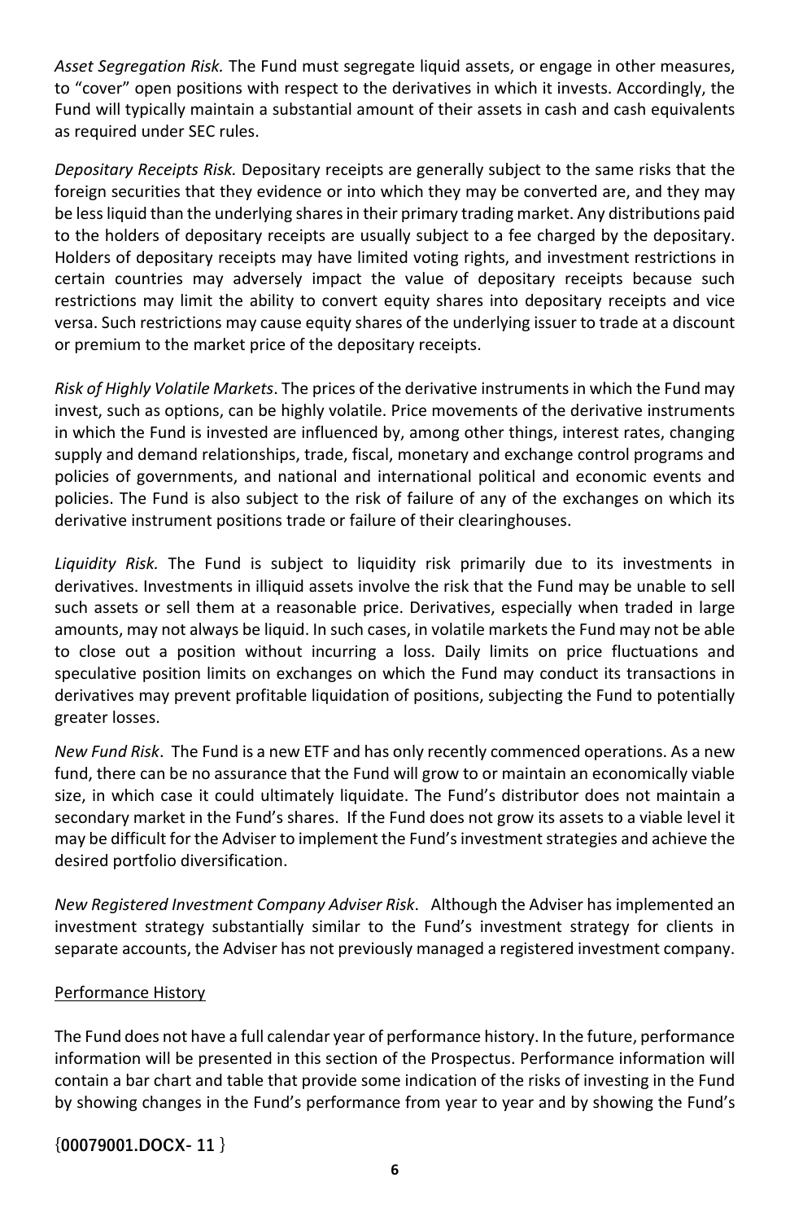*Asset Segregation Risk.* The Fund must segregate liquid assets, or engage in other measures, to "cover" open positions with respect to the derivatives in which it invests. Accordingly, the Fund will typically maintain a substantial amount of their assets in cash and cash equivalents as required under SEC rules.

*Depositary Receipts Risk.* Depositary receipts are generally subject to the same risks that the foreign securities that they evidence or into which they may be converted are, and they may be less liquid than the underlying shares in their primary trading market. Any distributions paid to the holders of depositary receipts are usually subject to a fee charged by the depositary. Holders of depositary receipts may have limited voting rights, and investment restrictions in certain countries may adversely impact the value of depositary receipts because such restrictions may limit the ability to convert equity shares into depositary receipts and vice versa. Such restrictions may cause equity shares of the underlying issuer to trade at a discount or premium to the market price of the depositary receipts.

*Risk of Highly Volatile Markets*. The prices of the derivative instruments in which the Fund may invest, such as options, can be highly volatile. Price movements of the derivative instruments in which the Fund is invested are influenced by, among other things, interest rates, changing supply and demand relationships, trade, fiscal, monetary and exchange control programs and policies of governments, and national and international political and economic events and policies. The Fund is also subject to the risk of failure of any of the exchanges on which its derivative instrument positions trade or failure of their clearinghouses.

*Liquidity Risk.* The Fund is subject to liquidity risk primarily due to its investments in derivatives. Investments in illiquid assets involve the risk that the Fund may be unable to sell such assets or sell them at a reasonable price. Derivatives, especially when traded in large amounts, may not always be liquid. In such cases, in volatile markets the Fund may not be able to close out a position without incurring a loss. Daily limits on price fluctuations and speculative position limits on exchanges on which the Fund may conduct its transactions in derivatives may prevent profitable liquidation of positions, subjecting the Fund to potentially greater losses.

*New Fund Risk*. The Fund is a new ETF and has only recently commenced operations. As a new fund, there can be no assurance that the Fund will grow to or maintain an economically viable size, in which case it could ultimately liquidate. The Fund's distributor does not maintain a secondary market in the Fund's shares. If the Fund does not grow its assets to a viable level it may be difficult for the Adviser to implement the Fund's investment strategies and achieve the desired portfolio diversification.

*New Registered Investment Company Adviser Risk*. Although the Adviser has implemented an investment strategy substantially similar to the Fund's investment strategy for clients in separate accounts, the Adviser has not previously managed a registered investment company.

## Performance History

The Fund does not have a full calendar year of performance history. In the future, performance information will be presented in this section of the Prospectus. Performance information will contain a bar chart and table that provide some indication of the risks of investing in the Fund by showing changes in the Fund's performance from year to year and by showing the Fund's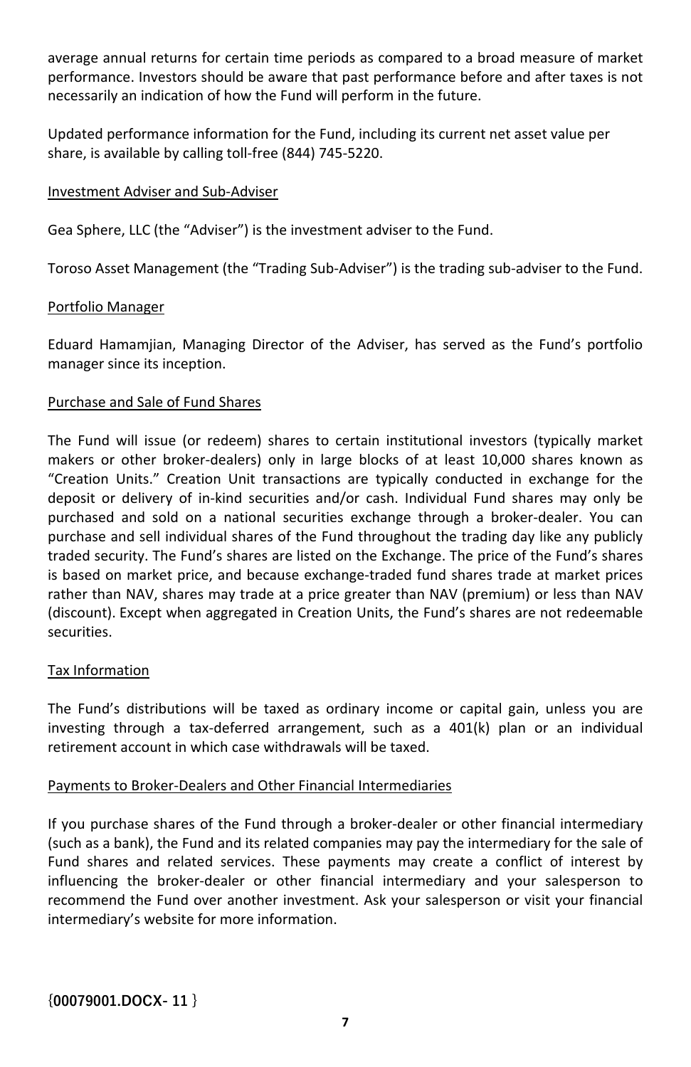average annual returns for certain time periods as compared to a broad measure of market performance. Investors should be aware that past performance before and after taxes is not necessarily an indication of how the Fund will perform in the future.

Updated performance information for the Fund, including its current net asset value per share, is available by calling toll-free (844) 745-5220.

## Investment Adviser and Sub-Adviser

Gea Sphere, LLC (the "Adviser") is the investment adviser to the Fund.

Toroso Asset Management (the "Trading Sub-Adviser") is the trading sub-adviser to the Fund.

## Portfolio Manager

Eduard Hamamjian, Managing Director of the Adviser, has served as the Fund's portfolio manager since its inception.

## Purchase and Sale of Fund Shares

The Fund will issue (or redeem) shares to certain institutional investors (typically market makers or other broker-dealers) only in large blocks of at least 10,000 shares known as "Creation Units." Creation Unit transactions are typically conducted in exchange for the deposit or delivery of in-kind securities and/or cash. Individual Fund shares may only be purchased and sold on a national securities exchange through a broker-dealer. You can purchase and sell individual shares of the Fund throughout the trading day like any publicly traded security. The Fund's shares are listed on the Exchange. The price of the Fund's shares is based on market price, and because exchange-traded fund shares trade at market prices rather than NAV, shares may trade at a price greater than NAV (premium) or less than NAV (discount). Except when aggregated in Creation Units, the Fund's shares are not redeemable securities.

## Tax Information

The Fund's distributions will be taxed as ordinary income or capital gain, unless you are investing through a tax-deferred arrangement, such as a 401(k) plan or an individual retirement account in which case withdrawals will be taxed.

## Payments to Broker-Dealers and Other Financial Intermediaries

If you purchase shares of the Fund through a broker-dealer or other financial intermediary (such as a bank), the Fund and its related companies may pay the intermediary for the sale of Fund shares and related services. These payments may create a conflict of interest by influencing the broker-dealer or other financial intermediary and your salesperson to recommend the Fund over another investment. Ask your salesperson or visit your financial intermediary's website for more information.

{00079001.DOCX- 11 }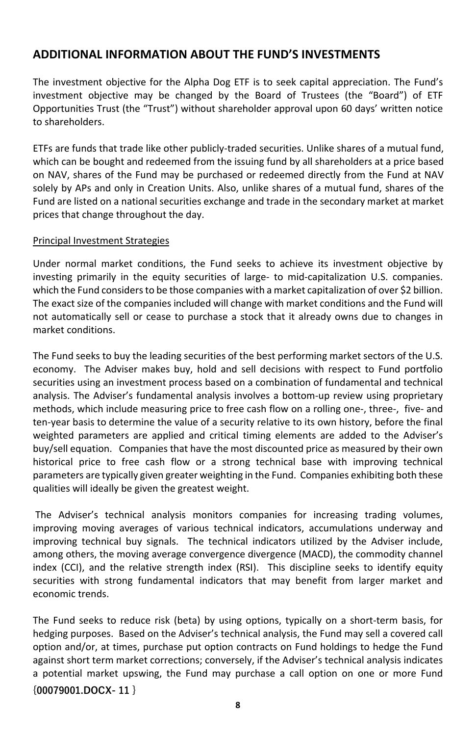## ADDITIONAL INFORMATION ABOUT THE FUND'S INVESTMENTS

The investment objective for the Alpha Dog ETF is to seek capital appreciation. The Fund's investment objective may be changed by the Board of Trustees (the "Board") of ETF Opportunities Trust (the "Trust") without shareholder approval upon 60 days' written notice to shareholders.

ETFs are funds that trade like other publicly-traded securities. Unlike shares of a mutual fund, which can be bought and redeemed from the issuing fund by all shareholders at a price based on NAV, shares of the Fund may be purchased or redeemed directly from the Fund at NAV solely by APs and only in Creation Units. Also, unlike shares of a mutual fund, shares of the Fund are listed on a national securities exchange and trade in the secondary market at market prices that change throughout the day.

Principal Investment Strategies

Under normal market conditions, the Fund seeks to achieve its investment objective by investing primarily in the equity securities of large- to mid-capitalization U.S. companies. which the Fund considers to be those companies with a market capitalization of over $2 billion. The exact size of the companies included will change with market conditions and the Fund will not automatically sell or cease to purchase a stock that it already owns due to changes in market conditions.

The Fund seeks to buy the leading securities of the best performing market sectors of the U.S. economy. The Adviser makes buy, hold and sell decisions with respect to Fund portfolio securities using an investment process based on a combination of fundamental and technical analysis. The Adviser's fundamental analysis involves a bottom-up review using proprietary methods, which include measuring price to free cash flow on a rolling one-, three-, five- and ten-year basis to determine the value of a security relative to its own history, before the final weighted parameters are applied and critical timing elements are added to the Adviser's buy/sell equation. Companies that have the most discounted price as measured by their own historical price to free cash flow or a strong technical base with improving technical parameters are typically given greater weighting in the Fund. Companies exhibiting both these qualities will ideally be given the greatest weight.

The Adviser's technical analysis monitors companies for increasing trading volumes, improving moving averages of various technical indicators, accumulations underway and improving technical buy signals. The technical indicators utilized by the Adviser include, among others, the moving average convergence divergence (MACD), the commodity channel index (CCI), and the relative strength index (RSI). This discipline seeks to identify equity securities with strong fundamental indicators that may benefit from larger market and economic trends.

The Fund seeks to reduce risk (beta) by using options, typically on a short-term basis, for hedging purposes. Based on the Adviser's technical analysis, the Fund may sell a covered call option and/or, at times, purchase put option contracts on Fund holdings to hedge the Fund against short term market corrections; conversely, if the Adviser's technical analysis indicates a potential market upswing, the Fund may purchase a call option on one or more Fund

{00079001.DOCX- 11 }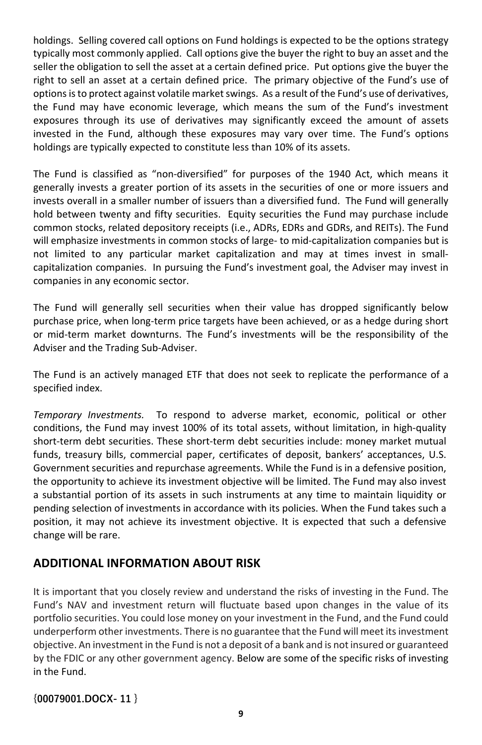holdings. Selling covered call options on Fund holdings is expected to be the options strategy typically most commonly applied. Call options give the buyer the right to buy an asset and the seller the obligation to sell the asset at a certain defined price. Put options give the buyer the right to sell an asset at a certain defined price. The primary objective of the Fund's use of options is to protect against volatile market swings. As a result of the Fund's use of derivatives, the Fund may have economic leverage, which means the sum of the Fund's investment exposures through its use of derivatives may significantly exceed the amount of assets invested in the Fund, although these exposures may vary over time. The Fund's options holdings are typically expected to constitute less than 10% of its assets.

The Fund is classified as "non-diversified" for purposes of the 1940 Act, which means it generally invests a greater portion of its assets in the securities of one or more issuers and invests overall in a smaller number of issuers than a diversified fund. The Fund will generally hold between twenty and fifty securities. Equity securities the Fund may purchase include common stocks, related depository receipts (i.e., ADRs, EDRs and GDRs, and REITs). The Fund will emphasize investments in common stocks of large- to mid-capitalization companies but is not limited to any particular market capitalization and may at times invest in small-capitalization companies. In pursuing the Fund's investment goal, the Adviser may invest in companies in any economic sector.

The Fund will generally sell securities when their value has dropped significantly below purchase price, when long-term price targets have been achieved, or as a hedge during short or mid-term market downturns. The Fund's investments will be the responsibility of the Adviser and the Trading Sub-Adviser.

The Fund is an actively managed ETF that does not seek to replicate the performance of a specified index.

*Temporary Investments.* To respond to adverse market, economic, political or other conditions, the Fund may invest 100% of its total assets, without limitation, in high-quality short-term debt securities. These short-term debt securities include: money market mutual funds, treasury bills, commercial paper, certificates of deposit, bankers' acceptances, U.S. Government securities and repurchase agreements. While the Fund is in a defensive position, the opportunity to achieve its investment objective will be limited. The Fund may also invest a substantial portion of its assets in such instruments at any time to maintain liquidity or pending selection of investments in accordance with its policies. When the Fund takes such a position, it may not achieve its investment objective. It is expected that such a defensive change will be rare.

## ADDITIONAL INFORMATION ABOUT RISK

It is important that you closely review and understand the risks of investing in the Fund. The Fund's NAV and investment return will fluctuate based upon changes in the value of its portfolio securities. You could lose money on your investment in the Fund, and the Fund could underperform other investments. There is no guarantee that the Fund will meet its investment objective. An investment in the Fund is not a deposit of a bank and is not insured or guaranteed by the FDIC or any other government agency. Below are some of the specific risks of investing in the Fund.

{00079001.DOCX- 11 }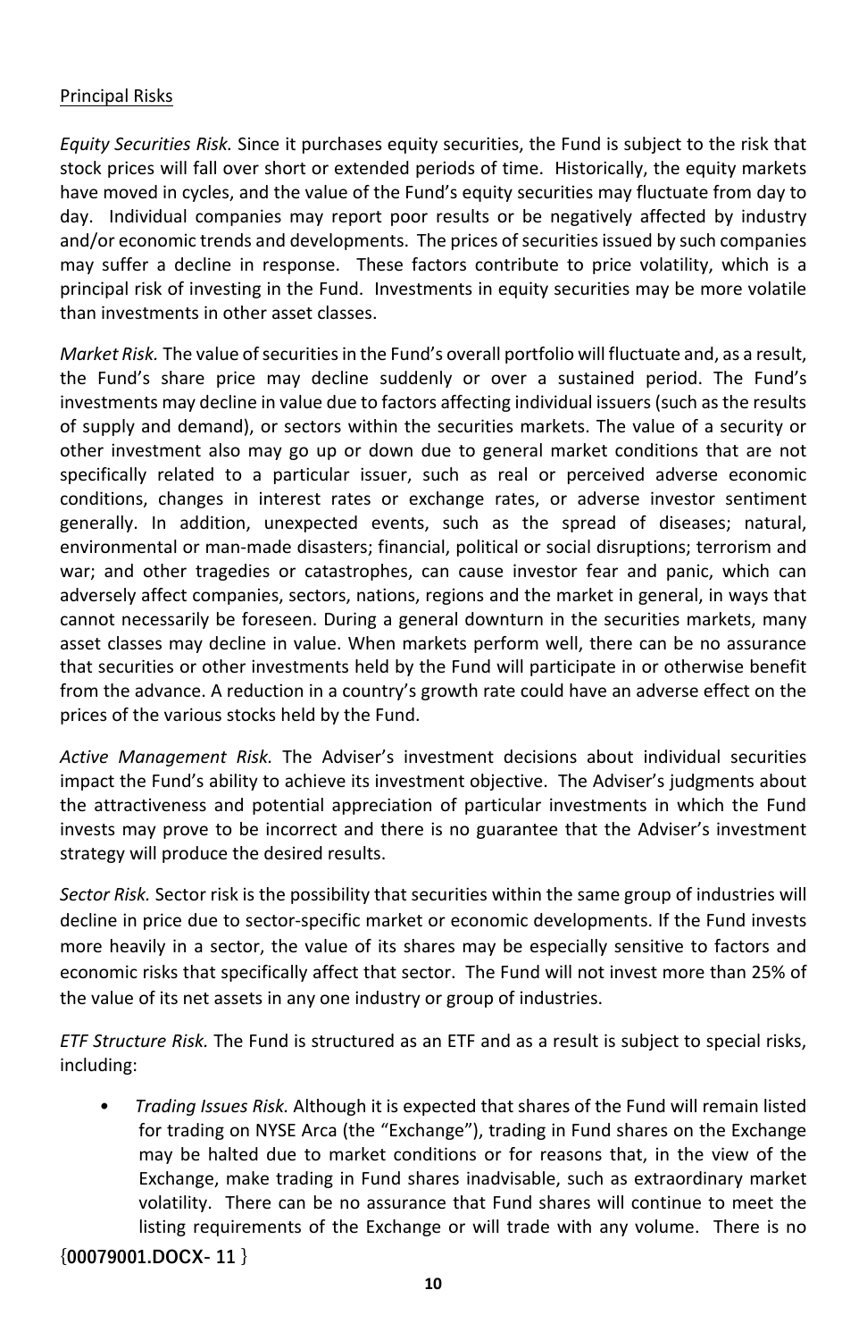Principal Risks

*Equity Securities Risk.* Since it purchases equity securities, the Fund is subject to the risk that stock prices will fall over short or extended periods of time. Historically, the equity markets have moved in cycles, and the value of the Fund's equity securities may fluctuate from day to day. Individual companies may report poor results or be negatively affected by industry and/or economic trends and developments. The prices of securities issued by such companies may suffer a decline in response. These factors contribute to price volatility, which is a principal risk of investing in the Fund. Investments in equity securities may be more volatile than investments in other asset classes.

*Market Risk.* The value of securities in the Fund's overall portfolio will fluctuate and, as a result, the Fund's share price may decline suddenly or over a sustained period. The Fund's investments may decline in value due to factors affecting individual issuers (such as the results of supply and demand), or sectors within the securities markets. The value of a security or other investment also may go up or down due to general market conditions that are not specifically related to a particular issuer, such as real or perceived adverse economic conditions, changes in interest rates or exchange rates, or adverse investor sentiment generally. In addition, unexpected events, such as the spread of diseases; natural, environmental or man-made disasters; financial, political or social disruptions; terrorism and war; and other tragedies or catastrophes, can cause investor fear and panic, which can adversely affect companies, sectors, nations, regions and the market in general, in ways that cannot necessarily be foreseen. During a general downturn in the securities markets, many asset classes may decline in value. When markets perform well, there can be no assurance that securities or other investments held by the Fund will participate in or otherwise benefit from the advance. A reduction in a country's growth rate could have an adverse effect on the prices of the various stocks held by the Fund.

*Active Management Risk.* The Adviser's investment decisions about individual securities impact the Fund's ability to achieve its investment objective. The Adviser's judgments about the attractiveness and potential appreciation of particular investments in which the Fund invests may prove to be incorrect and there is no guarantee that the Adviser's investment strategy will produce the desired results.

*Sector Risk.* Sector risk is the possibility that securities within the same group of industries will decline in price due to sector-specific market or economic developments. If the Fund invests more heavily in a sector, the value of its shares may be especially sensitive to factors and economic risks that specifically affect that sector. The Fund will not invest more than 25% of the value of its net assets in any one industry or group of industries.

*ETF Structure Risk.* The Fund is structured as an ETF and as a result is subject to special risks, including:

- *Trading Issues Risk.* Although it is expected that shares of the Fund will remain listed for trading on NYSE Arca (the "Exchange"), trading in Fund shares on the Exchange may be halted due to market conditions or for reasons that, in the view of the Exchange, make trading in Fund shares inadvisable, such as extraordinary market volatility. There can be no assurance that Fund shares will continue to meet the listing requirements of the Exchange or will trade with any volume. There is no

{00079001.DOCX- 11 }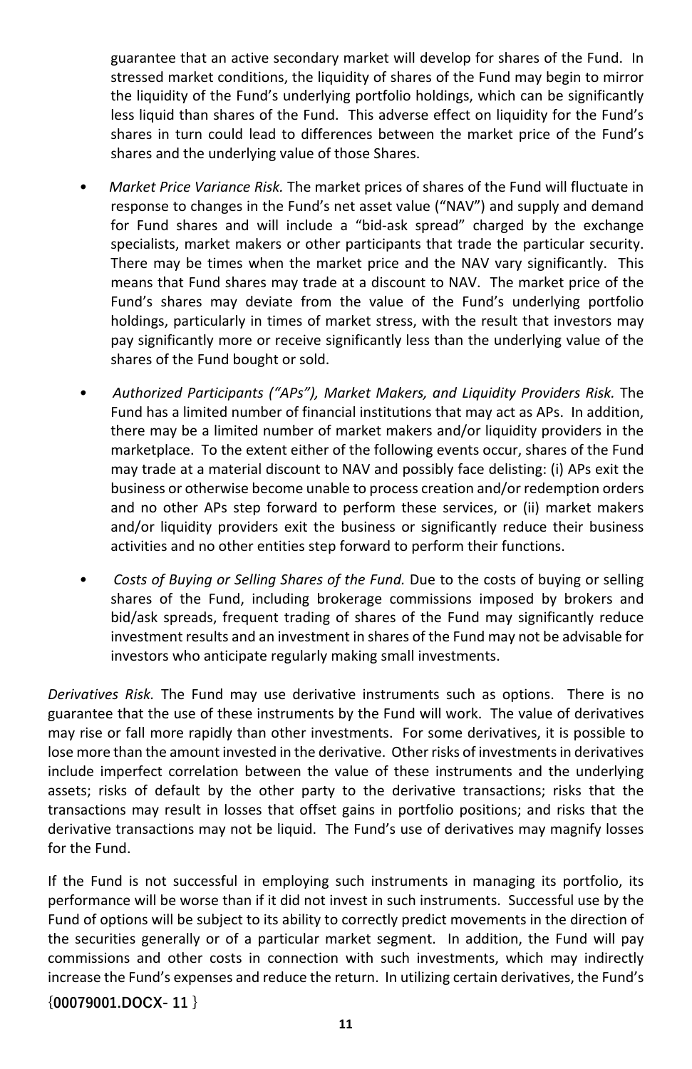guarantee that an active secondary market will develop for shares of the Fund. In stressed market conditions, the liquidity of shares of the Fund may begin to mirror the liquidity of the Fund's underlying portfolio holdings, which can be significantly less liquid than shares of the Fund. This adverse effect on liquidity for the Fund's shares in turn could lead to differences between the market price of the Fund's shares and the underlying value of those Shares.

- *Market Price Variance Risk.* The market prices of shares of the Fund will fluctuate in response to changes in the Fund's net asset value ("NAV") and supply and demand for Fund shares and will include a "bid-ask spread" charged by the exchange specialists, market makers or other participants that trade the particular security. There may be times when the market price and the NAV vary significantly. This means that Fund shares may trade at a discount to NAV. The market price of the Fund's shares may deviate from the value of the Fund's underlying portfolio holdings, particularly in times of market stress, with the result that investors may pay significantly more or receive significantly less than the underlying value of the shares of the Fund bought or sold.

- *Authorized Participants ("APs"), Market Makers, and Liquidity Providers Risk.* The Fund has a limited number of financial institutions that may act as APs. In addition, there may be a limited number of market makers and/or liquidity providers in the marketplace. To the extent either of the following events occur, shares of the Fund may trade at a material discount to NAV and possibly face delisting: (i) APs exit the business or otherwise become unable to process creation and/or redemption orders and no other APs step forward to perform these services, or (ii) market makers and/or liquidity providers exit the business or significantly reduce their business activities and no other entities step forward to perform their functions.

- *Costs of Buying or Selling Shares of the Fund.* Due to the costs of buying or selling shares of the Fund, including brokerage commissions imposed by brokers and bid/ask spreads, frequent trading of shares of the Fund may significantly reduce investment results and an investment in shares of the Fund may not be advisable for investors who anticipate regularly making small investments.

*Derivatives Risk.* The Fund may use derivative instruments such as options. There is no guarantee that the use of these instruments by the Fund will work. The value of derivatives may rise or fall more rapidly than other investments. For some derivatives, it is possible to lose more than the amount invested in the derivative. Other risks of investments in derivatives include imperfect correlation between the value of these instruments and the underlying assets; risks of default by the other party to the derivative transactions; risks that the transactions may result in losses that offset gains in portfolio positions; and risks that the derivative transactions may not be liquid. The Fund's use of derivatives may magnify losses for the Fund.

If the Fund is not successful in employing such instruments in managing its portfolio, its performance will be worse than if it did not invest in such instruments. Successful use by the Fund of options will be subject to its ability to correctly predict movements in the direction of the securities generally or of a particular market segment. In addition, the Fund will pay commissions and other costs in connection with such investments, which may indirectly increase the Fund's expenses and reduce the return. In utilizing certain derivatives, the Fund's

{00079001.DOCX- 11 }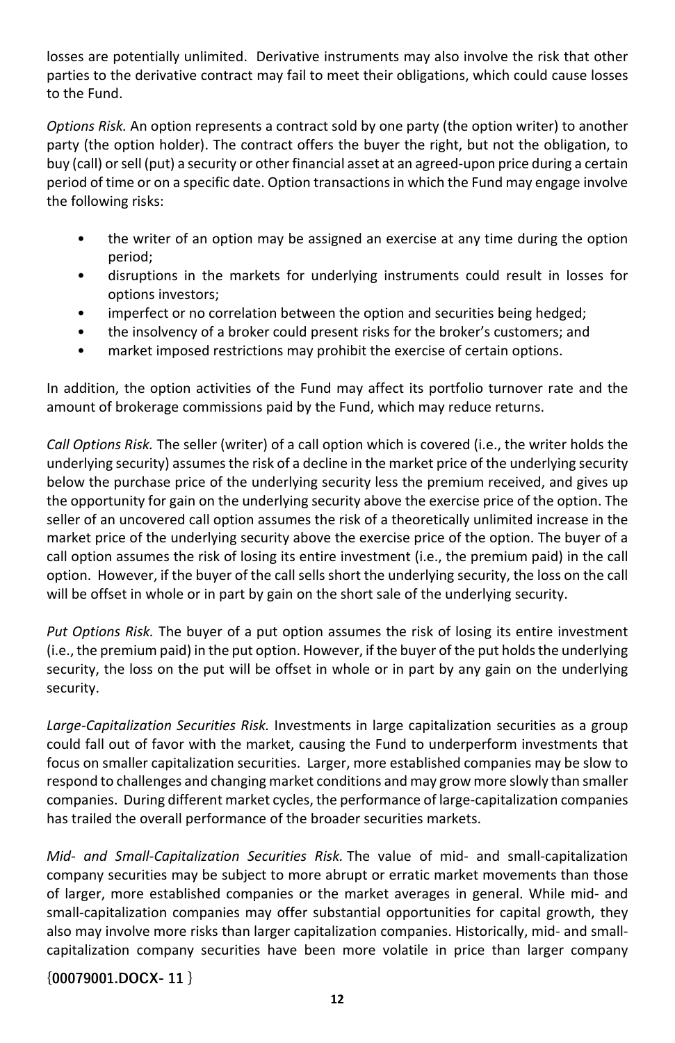losses are potentially unlimited. Derivative instruments may also involve the risk that other parties to the derivative contract may fail to meet their obligations, which could cause losses to the Fund.

*Options Risk.* An option represents a contract sold by one party (the option writer) to another party (the option holder). The contract offers the buyer the right, but not the obligation, to buy (call) or sell (put) a security or other financial asset at an agreed-upon price during a certain period of time or on a specific date. Option transactions in which the Fund may engage involve the following risks:

- the writer of an option may be assigned an exercise at any time during the option period;
- disruptions in the markets for underlying instruments could result in losses for options investors;
- imperfect or no correlation between the option and securities being hedged;
- the insolvency of a broker could present risks for the broker's customers; and
- market imposed restrictions may prohibit the exercise of certain options.

In addition, the option activities of the Fund may affect its portfolio turnover rate and the amount of brokerage commissions paid by the Fund, which may reduce returns.

*Call Options Risk.* The seller (writer) of a call option which is covered (i.e., the writer holds the underlying security) assumes the risk of a decline in the market price of the underlying security below the purchase price of the underlying security less the premium received, and gives up the opportunity for gain on the underlying security above the exercise price of the option. The seller of an uncovered call option assumes the risk of a theoretically unlimited increase in the market price of the underlying security above the exercise price of the option. The buyer of a call option assumes the risk of losing its entire investment (i.e., the premium paid) in the call option. However, if the buyer of the call sells short the underlying security, the loss on the call will be offset in whole or in part by gain on the short sale of the underlying security.

*Put Options Risk.* The buyer of a put option assumes the risk of losing its entire investment (i.e., the premium paid) in the put option. However, if the buyer of the put holds the underlying security, the loss on the put will be offset in whole or in part by any gain on the underlying security.

*Large-Capitalization Securities Risk.* Investments in large capitalization securities as a group could fall out of favor with the market, causing the Fund to underperform investments that focus on smaller capitalization securities. Larger, more established companies may be slow to respond to challenges and changing market conditions and may grow more slowly than smaller companies. During different market cycles, the performance of large-capitalization companies has trailed the overall performance of the broader securities markets.

*Mid- and Small-Capitalization Securities Risk.* The value of mid- and small-capitalization company securities may be subject to more abrupt or erratic market movements than those of larger, more established companies or the market averages in general. While mid- and small-capitalization companies may offer substantial opportunities for capital growth, they also may involve more risks than larger capitalization companies. Historically, mid- and small-capitalization company securities have been more volatile in price than larger company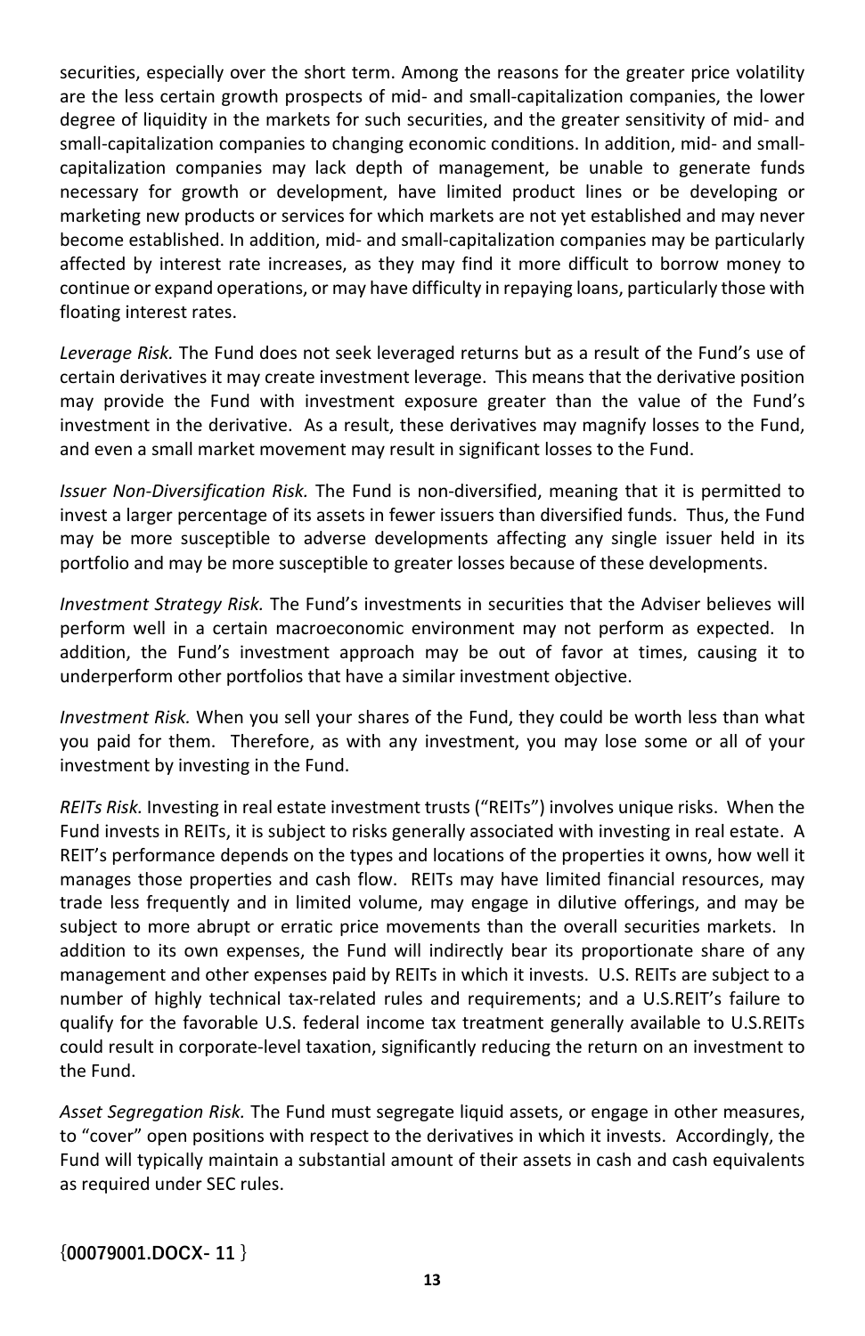securities, especially over the short term. Among the reasons for the greater price volatility are the less certain growth prospects of mid- and small-capitalization companies, the lower degree of liquidity in the markets for such securities, and the greater sensitivity of mid- and small-capitalization companies to changing economic conditions. In addition, mid- and small-capitalization companies may lack depth of management, be unable to generate funds necessary for growth or development, have limited product lines or be developing or marketing new products or services for which markets are not yet established and may never become established. In addition, mid- and small-capitalization companies may be particularly affected by interest rate increases, as they may find it more difficult to borrow money to continue or expand operations, or may have difficulty in repaying loans, particularly those with floating interest rates.

*Leverage Risk.* The Fund does not seek leveraged returns but as a result of the Fund's use of certain derivatives it may create investment leverage. This means that the derivative position may provide the Fund with investment exposure greater than the value of the Fund's investment in the derivative. As a result, these derivatives may magnify losses to the Fund, and even a small market movement may result in significant losses to the Fund.

*Issuer Non-Diversification Risk.* The Fund is non-diversified, meaning that it is permitted to invest a larger percentage of its assets in fewer issuers than diversified funds. Thus, the Fund may be more susceptible to adverse developments affecting any single issuer held in its portfolio and may be more susceptible to greater losses because of these developments.

*Investment Strategy Risk.* The Fund's investments in securities that the Adviser believes will perform well in a certain macroeconomic environment may not perform as expected. In addition, the Fund's investment approach may be out of favor at times, causing it to underperform other portfolios that have a similar investment objective.

*Investment Risk.* When you sell your shares of the Fund, they could be worth less than what you paid for them. Therefore, as with any investment, you may lose some or all of your investment by investing in the Fund.

*REITs Risk.* Investing in real estate investment trusts ("REITs") involves unique risks. When the Fund invests in REITs, it is subject to risks generally associated with investing in real estate. A REIT's performance depends on the types and locations of the properties it owns, how well it manages those properties and cash flow. REITs may have limited financial resources, may trade less frequently and in limited volume, may engage in dilutive offerings, and may be subject to more abrupt or erratic price movements than the overall securities markets. In addition to its own expenses, the Fund will indirectly bear its proportionate share of any management and other expenses paid by REITs in which it invests. U.S. REITs are subject to a number of highly technical tax-related rules and requirements; and a U.S.REIT's failure to qualify for the favorable U.S. federal income tax treatment generally available to U.S.REITs could result in corporate-level taxation, significantly reducing the return on an investment to the Fund.

*Asset Segregation Risk.* The Fund must segregate liquid assets, or engage in other measures, to "cover" open positions with respect to the derivatives in which it invests. Accordingly, the Fund will typically maintain a substantial amount of their assets in cash and cash equivalents as required under SEC rules.

{00079001.DOCX- 11 }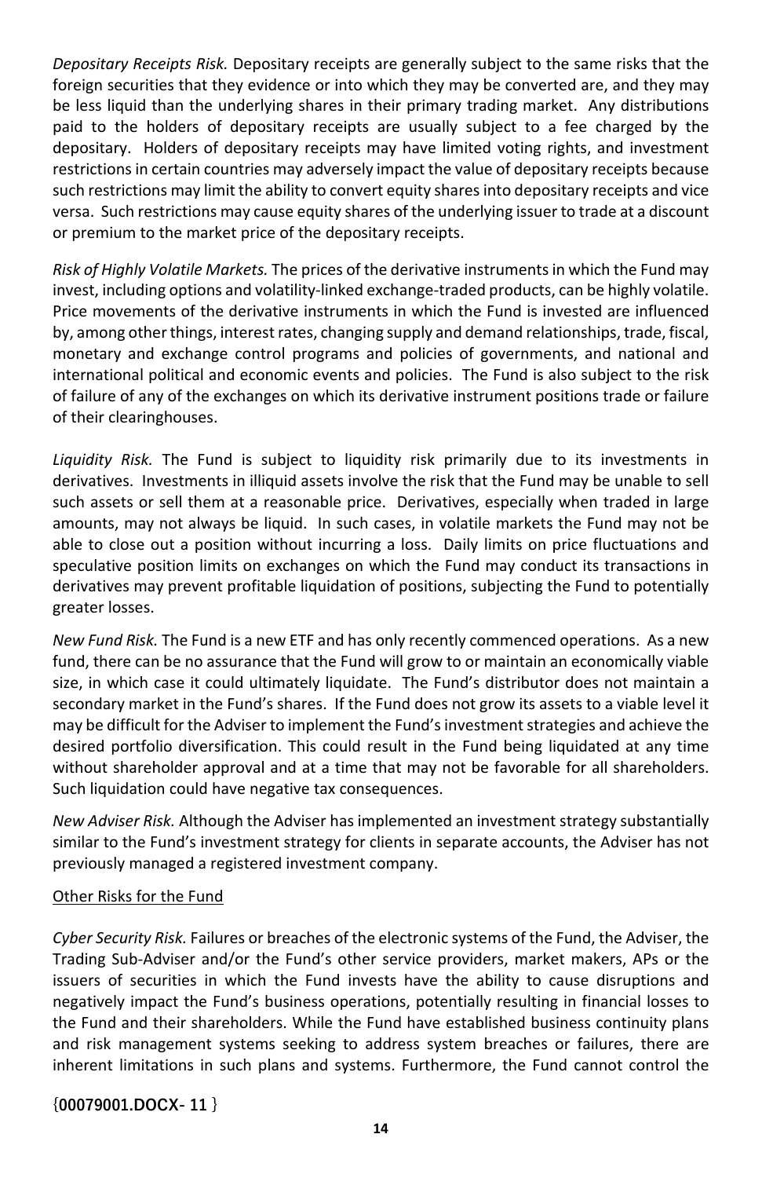*Depositary Receipts Risk.* Depositary receipts are generally subject to the same risks that the foreign securities that they evidence or into which they may be converted are, and they may be less liquid than the underlying shares in their primary trading market. Any distributions paid to the holders of depositary receipts are usually subject to a fee charged by the depositary. Holders of depositary receipts may have limited voting rights, and investment restrictions in certain countries may adversely impact the value of depositary receipts because such restrictions may limit the ability to convert equity shares into depositary receipts and vice versa. Such restrictions may cause equity shares of the underlying issuer to trade at a discount or premium to the market price of the depositary receipts.

*Risk of Highly Volatile Markets.* The prices of the derivative instruments in which the Fund may invest, including options and volatility-linked exchange-traded products, can be highly volatile. Price movements of the derivative instruments in which the Fund is invested are influenced by, among other things, interest rates, changing supply and demand relationships, trade, fiscal, monetary and exchange control programs and policies of governments, and national and international political and economic events and policies. The Fund is also subject to the risk of failure of any of the exchanges on which its derivative instrument positions trade or failure of their clearinghouses.

*Liquidity Risk.* The Fund is subject to liquidity risk primarily due to its investments in derivatives. Investments in illiquid assets involve the risk that the Fund may be unable to sell such assets or sell them at a reasonable price. Derivatives, especially when traded in large amounts, may not always be liquid. In such cases, in volatile markets the Fund may not be able to close out a position without incurring a loss. Daily limits on price fluctuations and speculative position limits on exchanges on which the Fund may conduct its transactions in derivatives may prevent profitable liquidation of positions, subjecting the Fund to potentially greater losses.

*New Fund Risk.* The Fund is a new ETF and has only recently commenced operations. As a new fund, there can be no assurance that the Fund will grow to or maintain an economically viable size, in which case it could ultimately liquidate. The Fund's distributor does not maintain a secondary market in the Fund's shares. If the Fund does not grow its assets to a viable level it may be difficult for the Adviser to implement the Fund's investment strategies and achieve the desired portfolio diversification. This could result in the Fund being liquidated at any time without shareholder approval and at a time that may not be favorable for all shareholders. Such liquidation could have negative tax consequences.

*New Adviser Risk.* Although the Adviser has implemented an investment strategy substantially similar to the Fund's investment strategy for clients in separate accounts, the Adviser has not previously managed a registered investment company.

Other Risks for the Fund

*Cyber Security Risk.* Failures or breaches of the electronic systems of the Fund, the Adviser, the Trading Sub-Adviser and/or the Fund's other service providers, market makers, APs or the issuers of securities in which the Fund invests have the ability to cause disruptions and negatively impact the Fund's business operations, potentially resulting in financial losses to the Fund and their shareholders. While the Fund have established business continuity plans and risk management systems seeking to address system breaches or failures, there are inherent limitations in such plans and systems. Furthermore, the Fund cannot control the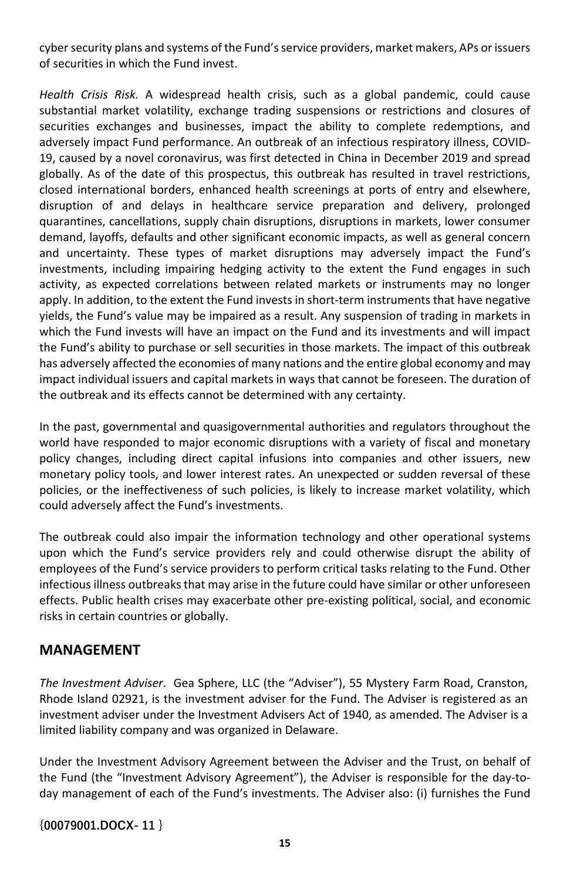cyber security plans and systems of the Fund's service providers, market makers, APs or issuers of securities in which the Fund invest.

*Health Crisis Risk.* A widespread health crisis, such as a global pandemic, could cause substantial market volatility, exchange trading suspensions or restrictions and closures of securities exchanges and businesses, impact the ability to complete redemptions, and adversely impact Fund performance. An outbreak of an infectious respiratory illness, COVID-19, caused by a novel coronavirus, was first detected in China in December 2019 and spread globally. As of the date of this prospectus, this outbreak has resulted in travel restrictions, closed international borders, enhanced health screenings at ports of entry and elsewhere, disruption of and delays in healthcare service preparation and delivery, prolonged quarantines, cancellations, supply chain disruptions, disruptions in markets, lower consumer demand, layoffs, defaults and other significant economic impacts, as well as general concern and uncertainty. These types of market disruptions may adversely impact the Fund's investments, including impairing hedging activity to the extent the Fund engages in such activity, as expected correlations between related markets or instruments may no longer apply. In addition, to the extent the Fund invests in short-term instruments that have negative yields, the Fund's value may be impaired as a result. Any suspension of trading in markets in which the Fund invests will have an impact on the Fund and its investments and will impact the Fund's ability to purchase or sell securities in those markets. The impact of this outbreak has adversely affected the economies of many nations and the entire global economy and may impact individual issuers and capital markets in ways that cannot be foreseen. The duration of the outbreak and its effects cannot be determined with any certainty.

In the past, governmental and quasigovernmental authorities and regulators throughout the world have responded to major economic disruptions with a variety of fiscal and monetary policy changes, including direct capital infusions into companies and other issuers, new monetary policy tools, and lower interest rates. An unexpected or sudden reversal of these policies, or the ineffectiveness of such policies, is likely to increase market volatility, which could adversely affect the Fund's investments.

The outbreak could also impair the information technology and other operational systems upon which the Fund's service providers rely and could otherwise disrupt the ability of employees of the Fund's service providers to perform critical tasks relating to the Fund. Other infectious illness outbreaks that may arise in the future could have similar or other unforeseen effects. Public health crises may exacerbate other pre-existing political, social, and economic risks in certain countries or globally.

## MANAGEMENT

*The Investment Adviser*. Gea Sphere, LLC (the "Adviser"), 55 Mystery Farm Road, Cranston, Rhode Island 02921, is the investment adviser for the Fund. The Adviser is registered as an investment adviser under the Investment Advisers Act of 1940, as amended. The Adviser is a limited liability company and was organized in Delaware.

Under the Investment Advisory Agreement between the Adviser and the Trust, on behalf of the Fund (the "Investment Advisory Agreement"), the Adviser is responsible for the day-to-day management of each of the Fund's investments. The Adviser also: (i) furnishes the Fund

{00079001.DOCX- 11 }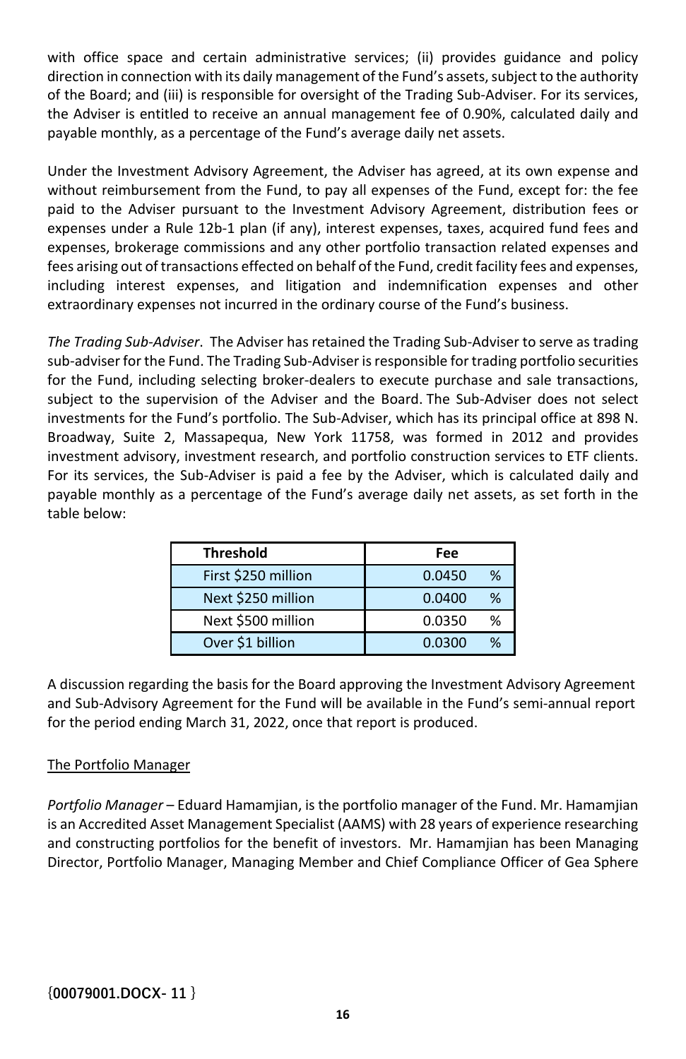with office space and certain administrative services; (ii) provides guidance and policy direction in connection with its daily management of the Fund's assets, subject to the authority of the Board; and (iii) is responsible for oversight of the Trading Sub-Adviser. For its services, the Adviser is entitled to receive an annual management fee of 0.90%, calculated daily and payable monthly, as a percentage of the Fund's average daily net assets.

Under the Investment Advisory Agreement, the Adviser has agreed, at its own expense and without reimbursement from the Fund, to pay all expenses of the Fund, except for: the fee paid to the Adviser pursuant to the Investment Advisory Agreement, distribution fees or expenses under a Rule 12b-1 plan (if any), interest expenses, taxes, acquired fund fees and expenses, brokerage commissions and any other portfolio transaction related expenses and fees arising out of transactions effected on behalf of the Fund, credit facility fees and expenses, including interest expenses, and litigation and indemnification expenses and other extraordinary expenses not incurred in the ordinary course of the Fund's business.

*The Trading Sub-Adviser*. The Adviser has retained the Trading Sub-Adviser to serve as trading sub-adviser for the Fund. The Trading Sub-Adviser is responsible for trading portfolio securities for the Fund, including selecting broker-dealers to execute purchase and sale transactions, subject to the supervision of the Adviser and the Board. The Sub-Adviser does not select investments for the Fund's portfolio. The Sub-Adviser, which has its principal office at 898 N. Broadway, Suite 2, Massapequa, New York 11758, was formed in 2012 and provides investment advisory, investment research, and portfolio construction services to ETF clients. For its services, the Sub-Adviser is paid a fee by the Adviser, which is calculated daily and payable monthly as a percentage of the Fund's average daily net assets, as set forth in the table below:

| Threshold | Fee |
|---|---|
| First $250 million | 0.0450 % |
| Next $250 million | 0.0400 % |
| Next $500 million | 0.0350 % |
| Over $1 billion | 0.0300 % |

A discussion regarding the basis for the Board approving the Investment Advisory Agreement and Sub-Advisory Agreement for the Fund will be available in the Fund's semi-annual report for the period ending March 31, 2022, once that report is produced.

The Portfolio Manager

*Portfolio Manager* – Eduard Hamamjian, is the portfolio manager of the Fund. Mr. Hamamjian is an Accredited Asset Management Specialist (AAMS) with 28 years of experience researching and constructing portfolios for the benefit of investors. Mr. Hamamjian has been Managing Director, Portfolio Manager, Managing Member and Chief Compliance Officer of Gea Sphere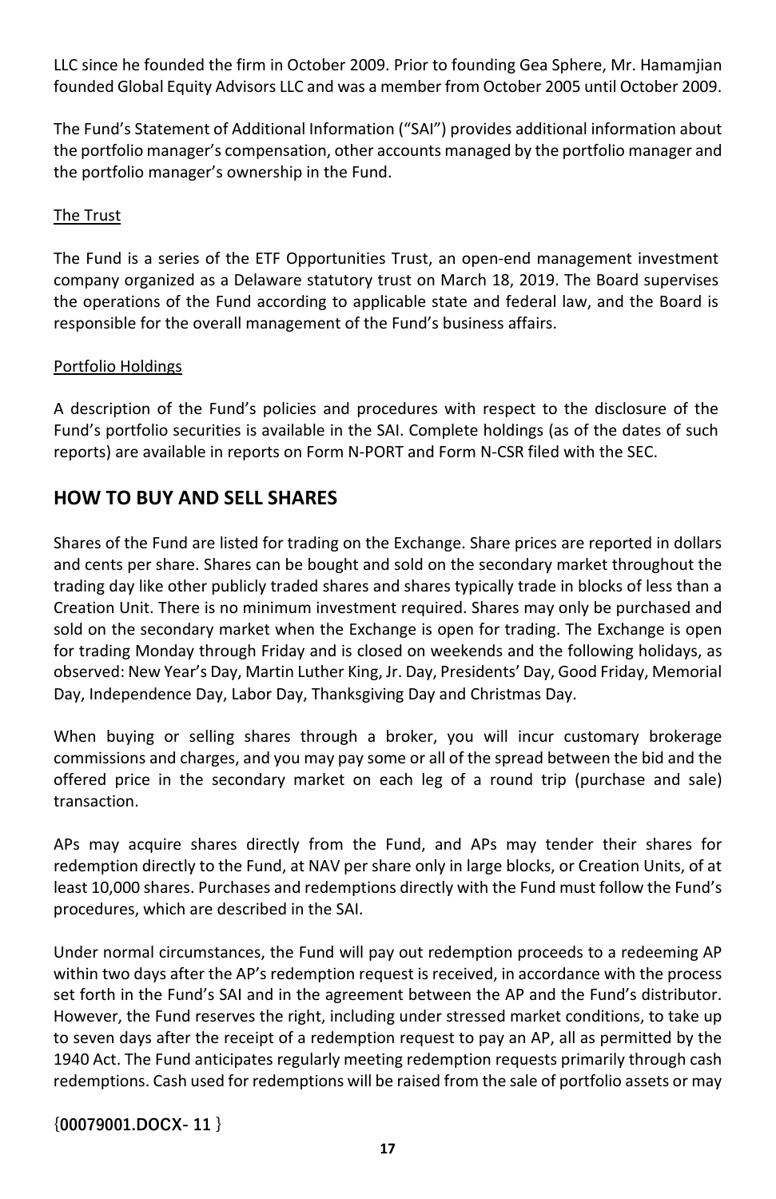LLC since he founded the firm in October 2009. Prior to founding Gea Sphere, Mr. Hamamjian founded Global Equity Advisors LLC and was a member from October 2005 until October 2009.

The Fund's Statement of Additional Information ("SAI") provides additional information about the portfolio manager's compensation, other accounts managed by the portfolio manager and the portfolio manager's ownership in the Fund.

<u>The Trust</u>

The Fund is a series of the ETF Opportunities Trust, an open-end management investment company organized as a Delaware statutory trust on March 18, 2019. The Board supervises the operations of the Fund according to applicable state and federal law, and the Board is responsible for the overall management of the Fund's business affairs.

<u>Portfolio Holdings</u>

A description of the Fund's policies and procedures with respect to the disclosure of the Fund's portfolio securities is available in the SAI. Complete holdings (as of the dates of such reports) are available in reports on Form N-PORT and Form N-CSR filed with the SEC.

## HOW TO BUY AND SELL SHARES

Shares of the Fund are listed for trading on the Exchange. Share prices are reported in dollars and cents per share. Shares can be bought and sold on the secondary market throughout the trading day like other publicly traded shares and shares typically trade in blocks of less than a Creation Unit. There is no minimum investment required. Shares may only be purchased and sold on the secondary market when the Exchange is open for trading. The Exchange is open for trading Monday through Friday and is closed on weekends and the following holidays, as observed: New Year's Day, Martin Luther King, Jr. Day, Presidents' Day, Good Friday, Memorial Day, Independence Day, Labor Day, Thanksgiving Day and Christmas Day.

When buying or selling shares through a broker, you will incur customary brokerage commissions and charges, and you may pay some or all of the spread between the bid and the offered price in the secondary market on each leg of a round trip (purchase and sale) transaction.

APs may acquire shares directly from the Fund, and APs may tender their shares for redemption directly to the Fund, at NAV per share only in large blocks, or Creation Units, of at least 10,000 shares. Purchases and redemptions directly with the Fund must follow the Fund's procedures, which are described in the SAI.

Under normal circumstances, the Fund will pay out redemption proceeds to a redeeming AP within two days after the AP's redemption request is received, in accordance with the process set forth in the Fund's SAI and in the agreement between the AP and the Fund's distributor. However, the Fund reserves the right, including under stressed market conditions, to take up to seven days after the receipt of a redemption request to pay an AP, all as permitted by the 1940 Act. The Fund anticipates regularly meeting redemption requests primarily through cash redemptions. Cash used for redemptions will be raised from the sale of portfolio assets or may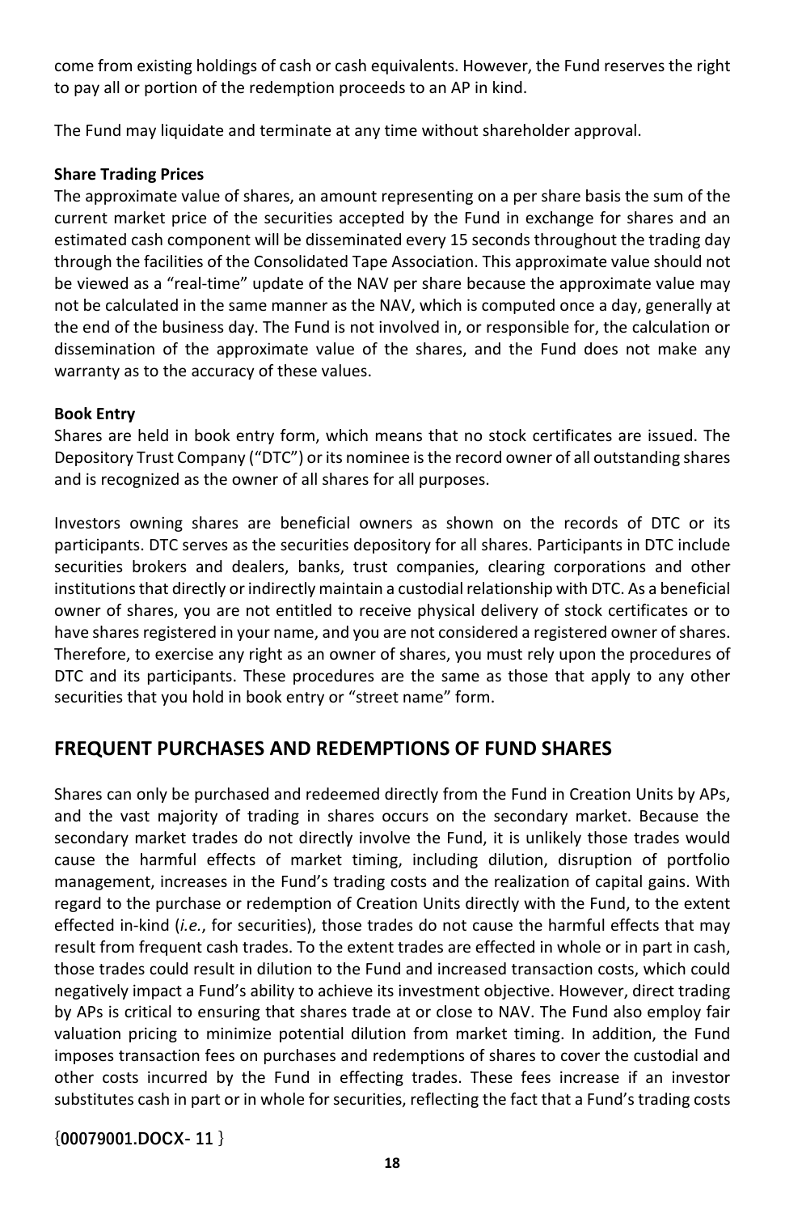come from existing holdings of cash or cash equivalents. However, the Fund reserves the right to pay all or portion of the redemption proceeds to an AP in kind.

The Fund may liquidate and terminate at any time without shareholder approval.

**Share Trading Prices**

The approximate value of shares, an amount representing on a per share basis the sum of the current market price of the securities accepted by the Fund in exchange for shares and an estimated cash component will be disseminated every 15 seconds throughout the trading day through the facilities of the Consolidated Tape Association. This approximate value should not be viewed as a "real-time" update of the NAV per share because the approximate value may not be calculated in the same manner as the NAV, which is computed once a day, generally at the end of the business day. The Fund is not involved in, or responsible for, the calculation or dissemination of the approximate value of the shares, and the Fund does not make any warranty as to the accuracy of these values.

**Book Entry**

Shares are held in book entry form, which means that no stock certificates are issued. The Depository Trust Company ("DTC") or its nominee is the record owner of all outstanding shares and is recognized as the owner of all shares for all purposes.

Investors owning shares are beneficial owners as shown on the records of DTC or its participants. DTC serves as the securities depository for all shares. Participants in DTC include securities brokers and dealers, banks, trust companies, clearing corporations and other institutions that directly or indirectly maintain a custodial relationship with DTC. As a beneficial owner of shares, you are not entitled to receive physical delivery of stock certificates or to have shares registered in your name, and you are not considered a registered owner of shares. Therefore, to exercise any right as an owner of shares, you must rely upon the procedures of DTC and its participants. These procedures are the same as those that apply to any other securities that you hold in book entry or "street name" form.

## FREQUENT PURCHASES AND REDEMPTIONS OF FUND SHARES

Shares can only be purchased and redeemed directly from the Fund in Creation Units by APs, and the vast majority of trading in shares occurs on the secondary market. Because the secondary market trades do not directly involve the Fund, it is unlikely those trades would cause the harmful effects of market timing, including dilution, disruption of portfolio management, increases in the Fund's trading costs and the realization of capital gains. With regard to the purchase or redemption of Creation Units directly with the Fund, to the extent effected in-kind (*i.e.*, for securities), those trades do not cause the harmful effects that may result from frequent cash trades. To the extent trades are effected in whole or in part in cash, those trades could result in dilution to the Fund and increased transaction costs, which could negatively impact a Fund's ability to achieve its investment objective. However, direct trading by APs is critical to ensuring that shares trade at or close to NAV. The Fund also employ fair valuation pricing to minimize potential dilution from market timing. In addition, the Fund imposes transaction fees on purchases and redemptions of shares to cover the custodial and other costs incurred by the Fund in effecting trades. These fees increase if an investor substitutes cash in part or in whole for securities, reflecting the fact that a Fund's trading costs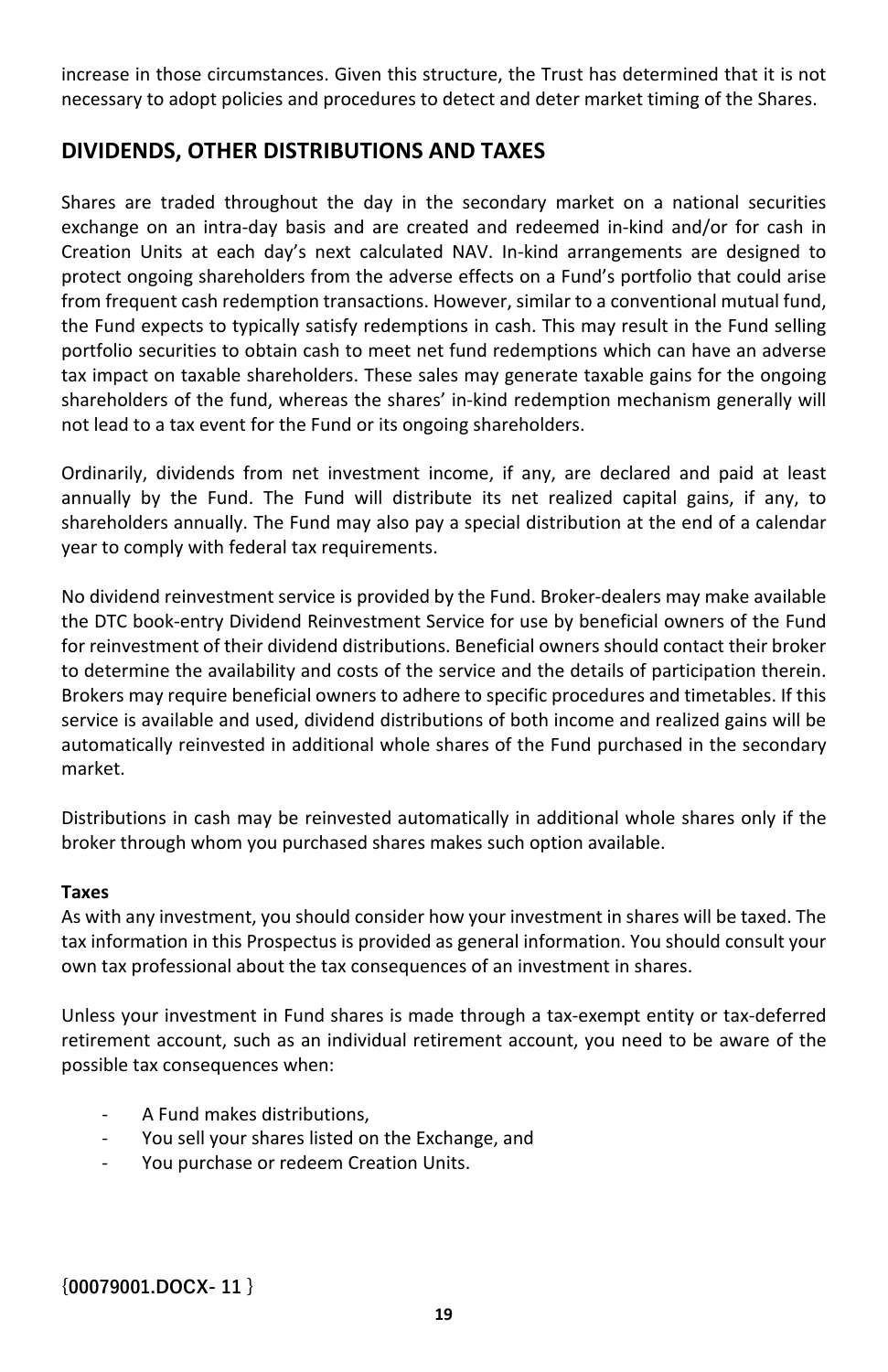increase in those circumstances. Given this structure, the Trust has determined that it is not necessary to adopt policies and procedures to detect and deter market timing of the Shares.

## DIVIDENDS, OTHER DISTRIBUTIONS AND TAXES

Shares are traded throughout the day in the secondary market on a national securities exchange on an intra-day basis and are created and redeemed in-kind and/or for cash in Creation Units at each day's next calculated NAV. In-kind arrangements are designed to protect ongoing shareholders from the adverse effects on a Fund's portfolio that could arise from frequent cash redemption transactions. However, similar to a conventional mutual fund, the Fund expects to typically satisfy redemptions in cash. This may result in the Fund selling portfolio securities to obtain cash to meet net fund redemptions which can have an adverse tax impact on taxable shareholders. These sales may generate taxable gains for the ongoing shareholders of the fund, whereas the shares' in-kind redemption mechanism generally will not lead to a tax event for the Fund or its ongoing shareholders.

Ordinarily, dividends from net investment income, if any, are declared and paid at least annually by the Fund. The Fund will distribute its net realized capital gains, if any, to shareholders annually. The Fund may also pay a special distribution at the end of a calendar year to comply with federal tax requirements.

No dividend reinvestment service is provided by the Fund. Broker-dealers may make available the DTC book-entry Dividend Reinvestment Service for use by beneficial owners of the Fund for reinvestment of their dividend distributions. Beneficial owners should contact their broker to determine the availability and costs of the service and the details of participation therein. Brokers may require beneficial owners to adhere to specific procedures and timetables. If this service is available and used, dividend distributions of both income and realized gains will be automatically reinvested in additional whole shares of the Fund purchased in the secondary market.

Distributions in cash may be reinvested automatically in additional whole shares only if the broker through whom you purchased shares makes such option available.

**Taxes**

As with any investment, you should consider how your investment in shares will be taxed. The tax information in this Prospectus is provided as general information. You should consult your own tax professional about the tax consequences of an investment in shares.

Unless your investment in Fund shares is made through a tax-exempt entity or tax-deferred retirement account, such as an individual retirement account, you need to be aware of the possible tax consequences when:

- A Fund makes distributions,
- You sell your shares listed on the Exchange, and
- You purchase or redeem Creation Units.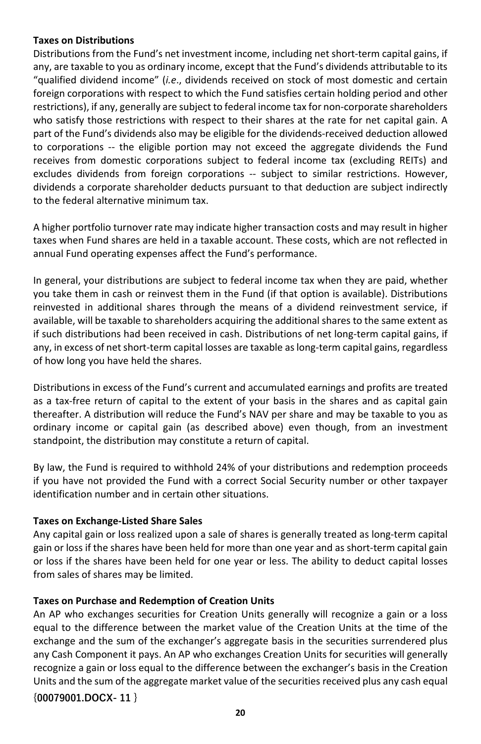**Taxes on Distributions**

Distributions from the Fund's net investment income, including net short-term capital gains, if any, are taxable to you as ordinary income, except that the Fund's dividends attributable to its "qualified dividend income" (*i.e*., dividends received on stock of most domestic and certain foreign corporations with respect to which the Fund satisfies certain holding period and other restrictions), if any, generally are subject to federal income tax for non-corporate shareholders who satisfy those restrictions with respect to their shares at the rate for net capital gain. A part of the Fund's dividends also may be eligible for the dividends-received deduction allowed to corporations -- the eligible portion may not exceed the aggregate dividends the Fund receives from domestic corporations subject to federal income tax (excluding REITs) and excludes dividends from foreign corporations -- subject to similar restrictions. However, dividends a corporate shareholder deducts pursuant to that deduction are subject indirectly to the federal alternative minimum tax.

A higher portfolio turnover rate may indicate higher transaction costs and may result in higher taxes when Fund shares are held in a taxable account. These costs, which are not reflected in annual Fund operating expenses affect the Fund's performance.

In general, your distributions are subject to federal income tax when they are paid, whether you take them in cash or reinvest them in the Fund (if that option is available). Distributions reinvested in additional shares through the means of a dividend reinvestment service, if available, will be taxable to shareholders acquiring the additional shares to the same extent as if such distributions had been received in cash. Distributions of net long-term capital gains, if any, in excess of net short-term capital losses are taxable as long-term capital gains, regardless of how long you have held the shares.

Distributions in excess of the Fund's current and accumulated earnings and profits are treated as a tax-free return of capital to the extent of your basis in the shares and as capital gain thereafter. A distribution will reduce the Fund's NAV per share and may be taxable to you as ordinary income or capital gain (as described above) even though, from an investment standpoint, the distribution may constitute a return of capital.

By law, the Fund is required to withhold 24% of your distributions and redemption proceeds if you have not provided the Fund with a correct Social Security number or other taxpayer identification number and in certain other situations.

**Taxes on Exchange-Listed Share Sales**

Any capital gain or loss realized upon a sale of shares is generally treated as long-term capital gain or loss if the shares have been held for more than one year and as short-term capital gain or loss if the shares have been held for one year or less. The ability to deduct capital losses from sales of shares may be limited.

**Taxes on Purchase and Redemption of Creation Units**

An AP who exchanges securities for Creation Units generally will recognize a gain or a loss equal to the difference between the market value of the Creation Units at the time of the exchange and the sum of the exchanger's aggregate basis in the securities surrendered plus any Cash Component it pays. An AP who exchanges Creation Units for securities will generally recognize a gain or loss equal to the difference between the exchanger's basis in the Creation Units and the sum of the aggregate market value of the securities received plus any cash equal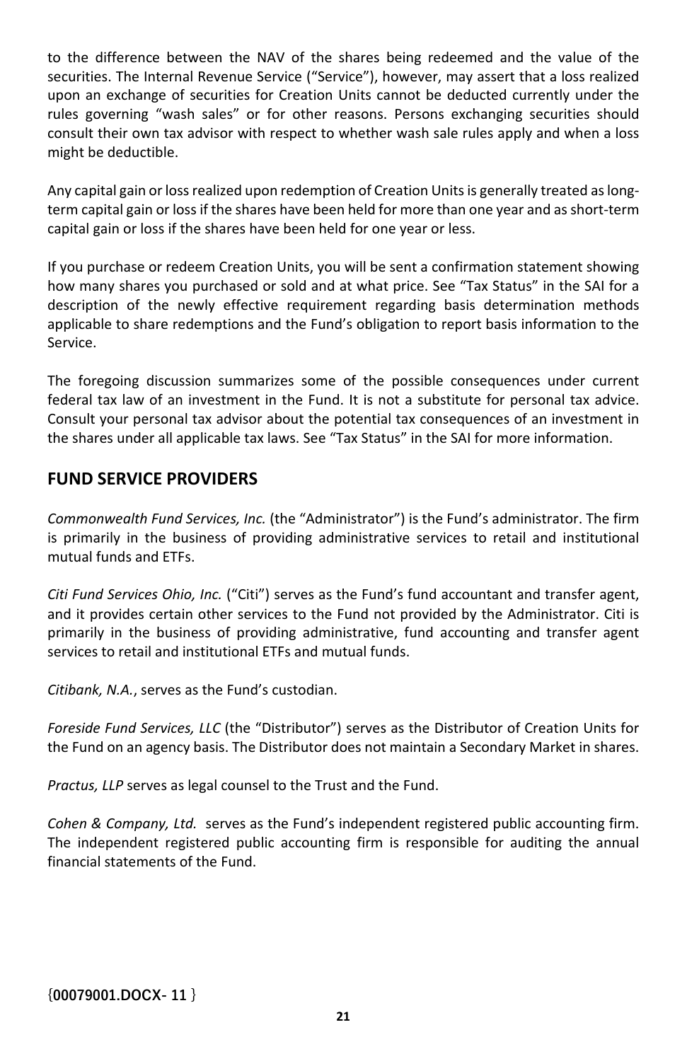to the difference between the NAV of the shares being redeemed and the value of the securities. The Internal Revenue Service ("Service"), however, may assert that a loss realized upon an exchange of securities for Creation Units cannot be deducted currently under the rules governing "wash sales" or for other reasons. Persons exchanging securities should consult their own tax advisor with respect to whether wash sale rules apply and when a loss might be deductible.

Any capital gain or loss realized upon redemption of Creation Units is generally treated as long-term capital gain or loss if the shares have been held for more than one year and as short-term capital gain or loss if the shares have been held for one year or less.

If you purchase or redeem Creation Units, you will be sent a confirmation statement showing how many shares you purchased or sold and at what price. See "Tax Status" in the SAI for a description of the newly effective requirement regarding basis determination methods applicable to share redemptions and the Fund's obligation to report basis information to the Service.

The foregoing discussion summarizes some of the possible consequences under current federal tax law of an investment in the Fund. It is not a substitute for personal tax advice. Consult your personal tax advisor about the potential tax consequences of an investment in the shares under all applicable tax laws. See "Tax Status" in the SAI for more information.

## FUND SERVICE PROVIDERS

*Commonwealth Fund Services, Inc.* (the "Administrator") is the Fund's administrator. The firm is primarily in the business of providing administrative services to retail and institutional mutual funds and ETFs.

*Citi Fund Services Ohio, Inc.* ("Citi") serves as the Fund's fund accountant and transfer agent, and it provides certain other services to the Fund not provided by the Administrator. Citi is primarily in the business of providing administrative, fund accounting and transfer agent services to retail and institutional ETFs and mutual funds.

*Citibank, N.A.*, serves as the Fund's custodian.

*Foreside Fund Services, LLC* (the "Distributor") serves as the Distributor of Creation Units for the Fund on an agency basis. The Distributor does not maintain a Secondary Market in shares.

*Practus, LLP* serves as legal counsel to the Trust and the Fund.

*Cohen & Company, Ltd.* serves as the Fund's independent registered public accounting firm. The independent registered public accounting firm is responsible for auditing the annual financial statements of the Fund.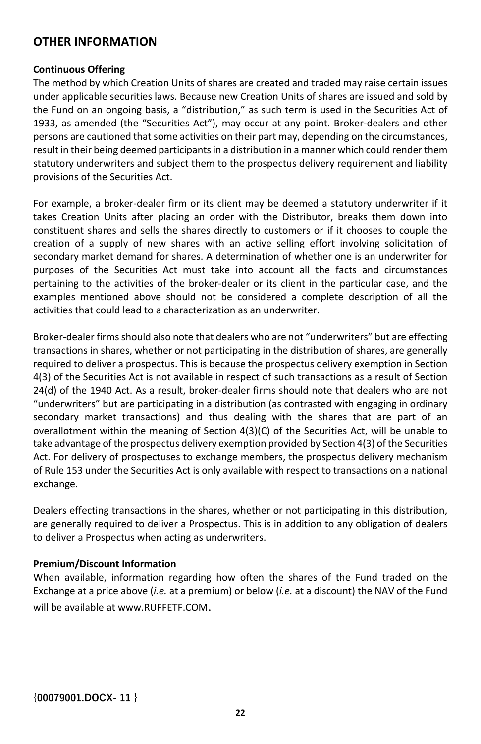## OTHER INFORMATION

**Continuous Offering**

The method by which Creation Units of shares are created and traded may raise certain issues under applicable securities laws. Because new Creation Units of shares are issued and sold by the Fund on an ongoing basis, a "distribution," as such term is used in the Securities Act of 1933, as amended (the "Securities Act"), may occur at any point. Broker-dealers and other persons are cautioned that some activities on their part may, depending on the circumstances, result in their being deemed participants in a distribution in a manner which could render them statutory underwriters and subject them to the prospectus delivery requirement and liability provisions of the Securities Act.

For example, a broker-dealer firm or its client may be deemed a statutory underwriter if it takes Creation Units after placing an order with the Distributor, breaks them down into constituent shares and sells the shares directly to customers or if it chooses to couple the creation of a supply of new shares with an active selling effort involving solicitation of secondary market demand for shares. A determination of whether one is an underwriter for purposes of the Securities Act must take into account all the facts and circumstances pertaining to the activities of the broker-dealer or its client in the particular case, and the examples mentioned above should not be considered a complete description of all the activities that could lead to a characterization as an underwriter.

Broker-dealer firms should also note that dealers who are not "underwriters" but are effecting transactions in shares, whether or not participating in the distribution of shares, are generally required to deliver a prospectus. This is because the prospectus delivery exemption in Section 4(3) of the Securities Act is not available in respect of such transactions as a result of Section 24(d) of the 1940 Act. As a result, broker-dealer firms should note that dealers who are not "underwriters" but are participating in a distribution (as contrasted with engaging in ordinary secondary market transactions) and thus dealing with the shares that are part of an overallotment within the meaning of Section 4(3)(C) of the Securities Act, will be unable to take advantage of the prospectus delivery exemption provided by Section 4(3) of the Securities Act. For delivery of prospectuses to exchange members, the prospectus delivery mechanism of Rule 153 under the Securities Act is only available with respect to transactions on a national exchange.

Dealers effecting transactions in the shares, whether or not participating in this distribution, are generally required to deliver a Prospectus. This is in addition to any obligation of dealers to deliver a Prospectus when acting as underwriters.

**Premium/Discount Information**

When available, information regarding how often the shares of the Fund traded on the Exchange at a price above (*i.e.* at a premium) or below (*i.e.* at a discount) the NAV of the Fund will be available at www.RUFFETF.COM.

{00079001.DOCX- 11 }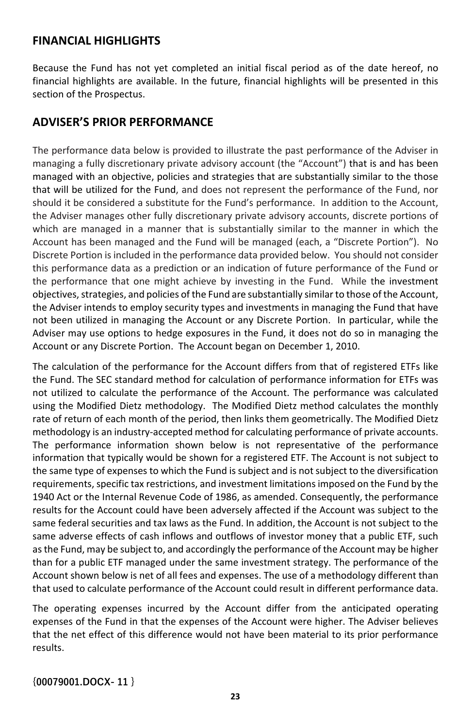## FINANCIAL HIGHLIGHTS

Because the Fund has not yet completed an initial fiscal period as of the date hereof, no financial highlights are available. In the future, financial highlights will be presented in this section of the Prospectus.

## ADVISER'S PRIOR PERFORMANCE

The performance data below is provided to illustrate the past performance of the Adviser in managing a fully discretionary private advisory account (the "Account") that is and has been managed with an objective, policies and strategies that are substantially similar to the those that will be utilized for the Fund, and does not represent the performance of the Fund, nor should it be considered a substitute for the Fund's performance. In addition to the Account, the Adviser manages other fully discretionary private advisory accounts, discrete portions of which are managed in a manner that is substantially similar to the manner in which the Account has been managed and the Fund will be managed (each, a "Discrete Portion"). No Discrete Portion is included in the performance data provided below. You should not consider this performance data as a prediction or an indication of future performance of the Fund or the performance that one might achieve by investing in the Fund. While the investment objectives, strategies, and policies of the Fund are substantially similar to those of the Account, the Adviser intends to employ security types and investments in managing the Fund that have not been utilized in managing the Account or any Discrete Portion. In particular, while the Adviser may use options to hedge exposures in the Fund, it does not do so in managing the Account or any Discrete Portion. The Account began on December 1, 2010.

The calculation of the performance for the Account differs from that of registered ETFs like the Fund. The SEC standard method for calculation of performance information for ETFs was not utilized to calculate the performance of the Account. The performance was calculated using the Modified Dietz methodology. The Modified Dietz method calculates the monthly rate of return of each month of the period, then links them geometrically. The Modified Dietz methodology is an industry-accepted method for calculating performance of private accounts. The performance information shown below is not representative of the performance information that typically would be shown for a registered ETF. The Account is not subject to the same type of expenses to which the Fund is subject and is not subject to the diversification requirements, specific tax restrictions, and investment limitations imposed on the Fund by the 1940 Act or the Internal Revenue Code of 1986, as amended. Consequently, the performance results for the Account could have been adversely affected if the Account was subject to the same federal securities and tax laws as the Fund. In addition, the Account is not subject to the same adverse effects of cash inflows and outflows of investor money that a public ETF, such as the Fund, may be subject to, and accordingly the performance of the Account may be higher than for a public ETF managed under the same investment strategy. The performance of the Account shown below is net of all fees and expenses. The use of a methodology different than that used to calculate performance of the Account could result in different performance data.

The operating expenses incurred by the Account differ from the anticipated operating expenses of the Fund in that the expenses of the Account were higher. The Adviser believes that the net effect of this difference would not have been material to its prior performance results.

{00079001.DOCX- 11 }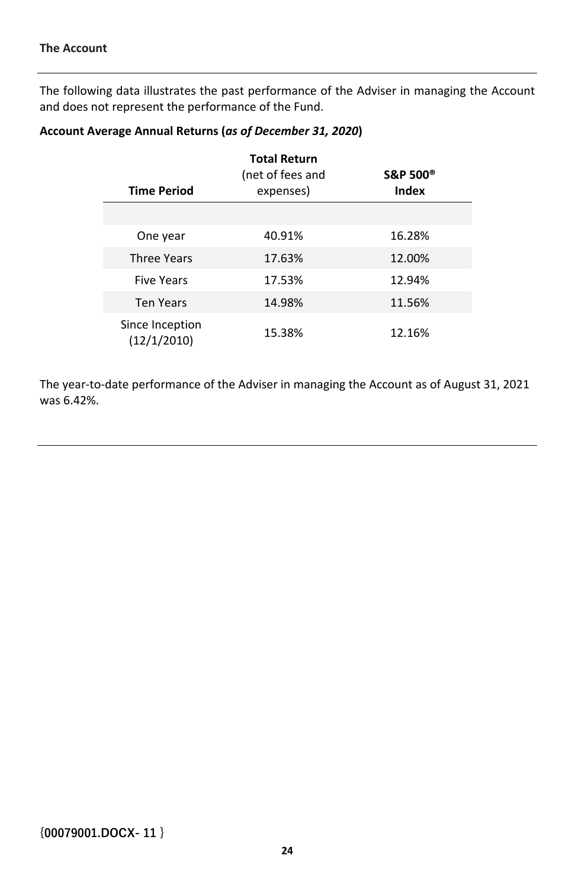**The Account**

The following data illustrates the past performance of the Adviser in managing the Account and does not represent the performance of the Fund.

**Account Average Annual Returns (*as of December 31, 2020*)**

| **Time Period** | **Total Return** (net of fees and expenses) | **S&P 500® Index** |
|---|---|---|
| One year | 40.91% | 16.28% |
| Three Years | 17.63% | 12.00% |
| Five Years | 17.53% | 12.94% |
| Ten Years | 14.98% | 11.56% |
| Since Inception (12/1/2010) | 15.38% | 12.16% |

The year-to-date performance of the Adviser in managing the Account as of August 31, 2021 was 6.42%.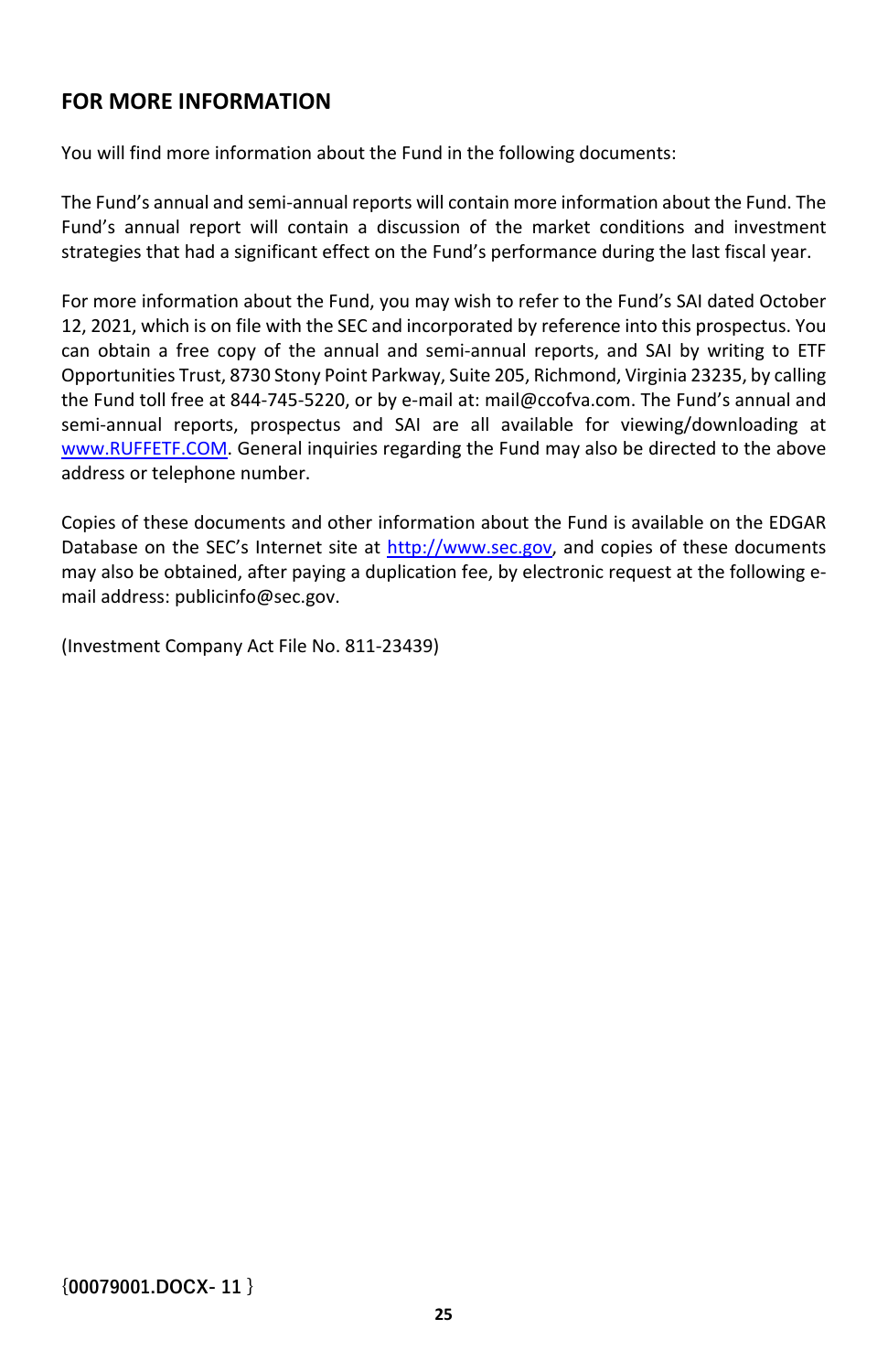## FOR MORE INFORMATION

You will find more information about the Fund in the following documents:

The Fund's annual and semi-annual reports will contain more information about the Fund. The Fund's annual report will contain a discussion of the market conditions and investment strategies that had a significant effect on the Fund's performance during the last fiscal year.

For more information about the Fund, you may wish to refer to the Fund's SAI dated October 12, 2021, which is on file with the SEC and incorporated by reference into this prospectus. You can obtain a free copy of the annual and semi-annual reports, and SAI by writing to ETF Opportunities Trust, 8730 Stony Point Parkway, Suite 205, Richmond, Virginia 23235, by calling the Fund toll free at 844-745-5220, or by e-mail at: mail@ccofva.com. The Fund's annual and semi-annual reports, prospectus and SAI are all available for viewing/downloading at www.RUFFETF.COM. General inquiries regarding the Fund may also be directed to the above address or telephone number.

Copies of these documents and other information about the Fund is available on the EDGAR Database on the SEC's Internet site at http://www.sec.gov, and copies of these documents may also be obtained, after paying a duplication fee, by electronic request at the following e-mail address: publicinfo@sec.gov.

(Investment Company Act File No. 811-23439)

{00079001.DOCX- 11 }